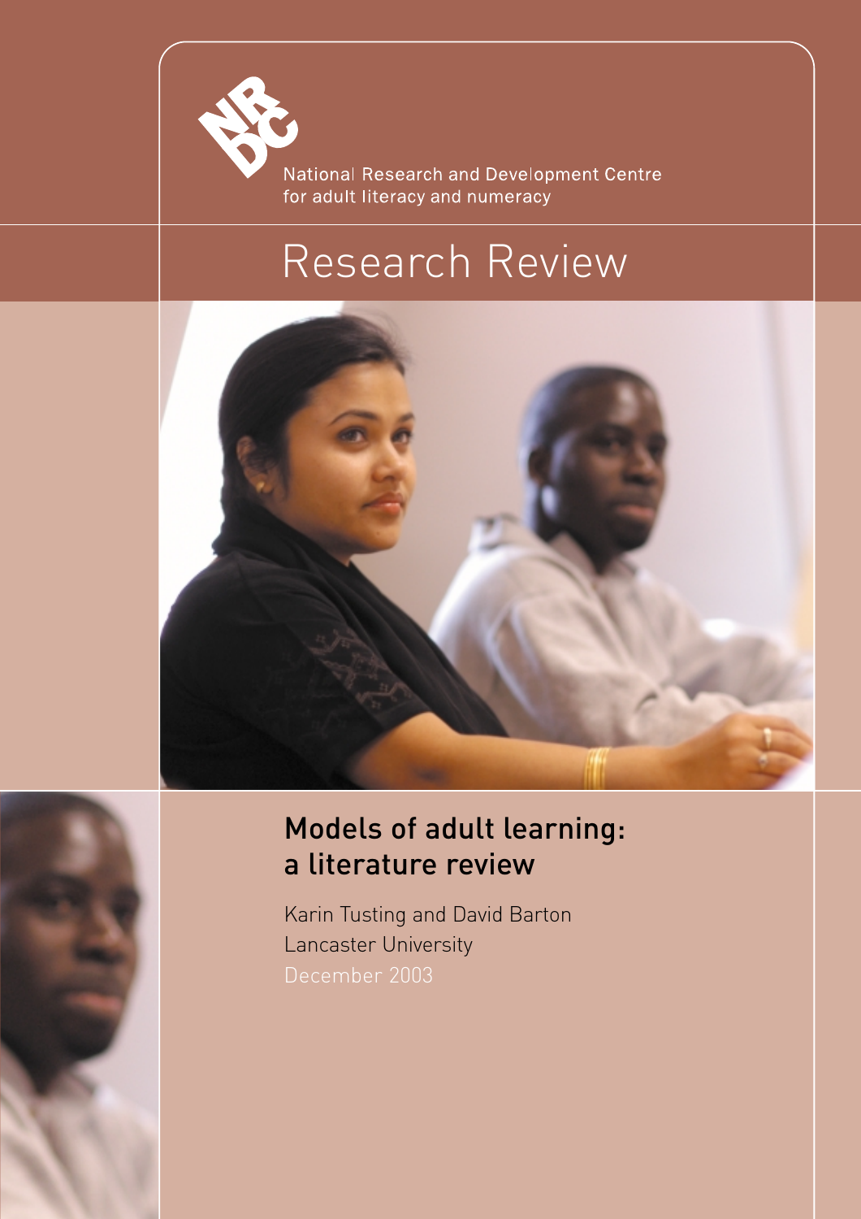NRDC

National Research and Development Centre
for adult literacy and numeracy

Research Review

# Models of adult learning: a literature review

Karin Tusting and David Barton
Lancaster University
December 2003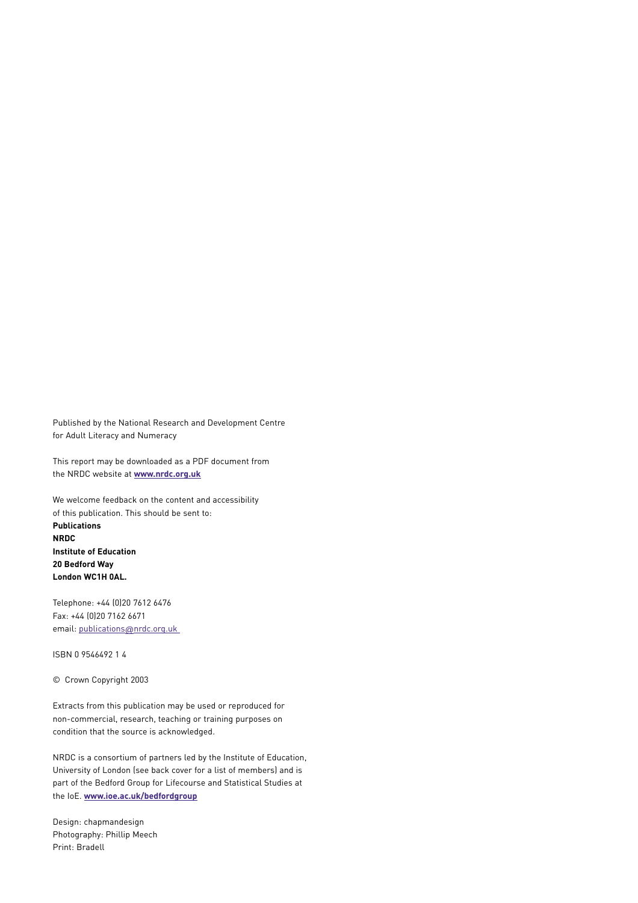Published by the National Research and Development Centre for Adult Literacy and Numeracy

This report may be downloaded as a PDF document from the NRDC website at **www.nrdc.org.uk**

We welcome feedback on the content and accessibility of this publication. This should be sent to:
**Publications**
**NRDC**
**Institute of Education**
**20 Bedford Way**
**London WC1H 0AL.**

Telephone: +44 (0)20 7612 6476
Fax: +44 (0)20 7162 6671
email: publications@nrdc.org.uk

ISBN 0 9546492 1 4

© Crown Copyright 2003

Extracts from this publication may be used or reproduced for non-commercial, research, teaching or training purposes on condition that the source is acknowledged.

NRDC is a consortium of partners led by the Institute of Education, University of London (see back cover for a list of members) and is part of the Bedford Group for Lifecourse and Statistical Studies at the IoE. **www.ioe.ac.uk/bedfordgroup**

Design: chapmandesign
Photography: Phillip Meech
Print: Bradell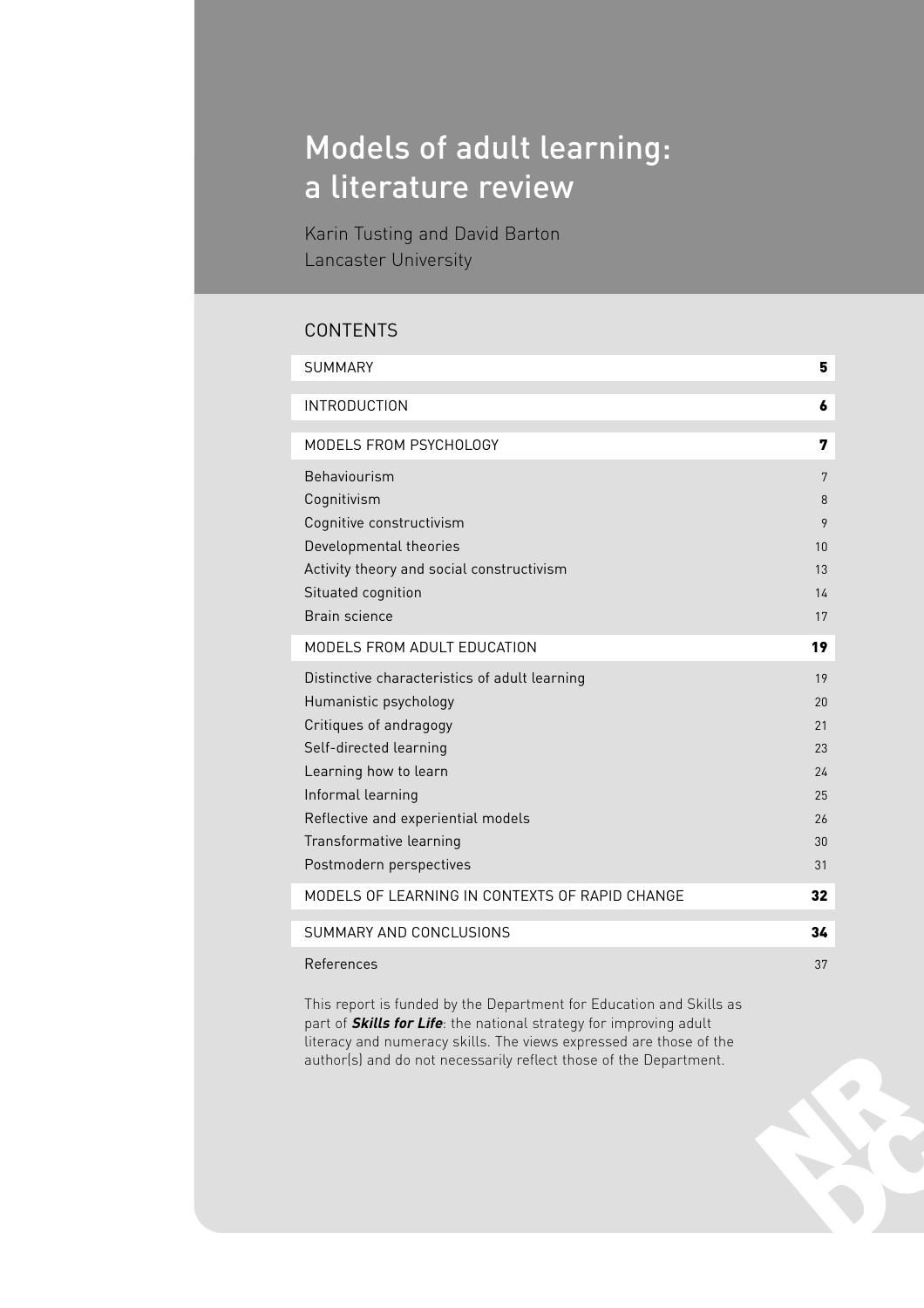# Models of adult learning: a literature review

Karin Tusting and David Barton
Lancaster University

## CONTENTS

| | |
|---|---|
| SUMMARY | **5** |
| INTRODUCTION | **6** |
| MODELS FROM PSYCHOLOGY | **7** |
| Behaviourism | 7 |
| Cognitivism | 8 |
| Cognitive constructivism | 9 |
| Developmental theories | 10 |
| Activity theory and social constructivism | 13 |
| Situated cognition | 14 |
| Brain science | 17 |
| MODELS FROM ADULT EDUCATION | **19** |
| Distinctive characteristics of adult learning | 19 |
| Humanistic psychology | 20 |
| Critiques of andragogy | 21 |
| Self-directed learning | 23 |
| Learning how to learn | 24 |
| Informal learning | 25 |
| Reflective and experiential models | 26 |
| Transformative learning | 30 |
| Postmodern perspectives | 31 |
| MODELS OF LEARNING IN CONTEXTS OF RAPID CHANGE | **32** |
| SUMMARY AND CONCLUSIONS | **34** |
| References | 37 |

This report is funded by the Department for Education and Skills as part of ***Skills for Life***: the national strategy for improving adult literacy and numeracy skills. The views expressed are those of the author(s) and do not necessarily reflect those of the Department.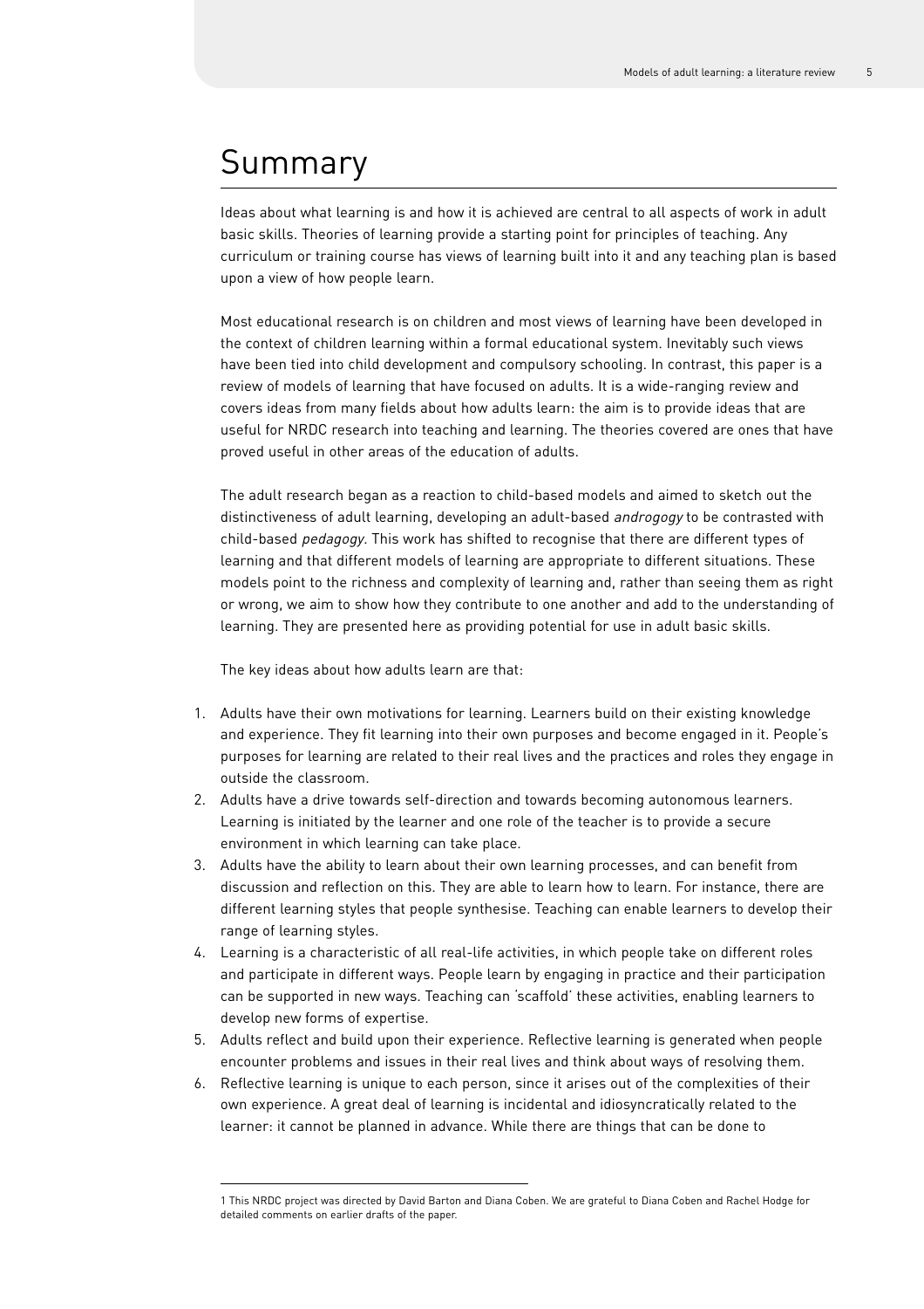# Summary

Ideas about what learning is and how it is achieved are central to all aspects of work in adult basic skills. Theories of learning provide a starting point for principles of teaching. Any curriculum or training course has views of learning built into it and any teaching plan is based upon a view of how people learn.

Most educational research is on children and most views of learning have been developed in the context of children learning within a formal educational system. Inevitably such views have been tied into child development and compulsory schooling. In contrast, this paper is a review of models of learning that have focused on adults. It is a wide-ranging review and covers ideas from many fields about how adults learn: the aim is to provide ideas that are useful for NRDC research into teaching and learning. The theories covered are ones that have proved useful in other areas of the education of adults.

The adult research began as a reaction to child-based models and aimed to sketch out the distinctiveness of adult learning, developing an adult-based *androgogy* to be contrasted with child-based *pedagogy*. This work has shifted to recognise that there are different types of learning and that different models of learning are appropriate to different situations. These models point to the richness and complexity of learning and, rather than seeing them as right or wrong, we aim to show how they contribute to one another and add to the understanding of learning. They are presented here as providing potential for use in adult basic skills.

The key ideas about how adults learn are that:

1. Adults have their own motivations for learning. Learners build on their existing knowledge and experience. They fit learning into their own purposes and become engaged in it. People's purposes for learning are related to their real lives and the practices and roles they engage in outside the classroom.
2. Adults have a drive towards self-direction and towards becoming autonomous learners. Learning is initiated by the learner and one role of the teacher is to provide a secure environment in which learning can take place.
3. Adults have the ability to learn about their own learning processes, and can benefit from discussion and reflection on this. They are able to learn how to learn. For instance, there are different learning styles that people synthesise. Teaching can enable learners to develop their range of learning styles.
4. Learning is a characteristic of all real-life activities, in which people take on different roles and participate in different ways. People learn by engaging in practice and their participation can be supported in new ways. Teaching can 'scaffold' these activities, enabling learners to develop new forms of expertise.
5. Adults reflect and build upon their experience. Reflective learning is generated when people encounter problems and issues in their real lives and think about ways of resolving them.
6. Reflective learning is unique to each person, since it arises out of the complexities of their own experience. A great deal of learning is incidental and idiosyncratically related to the learner: it cannot be planned in advance. While there are things that can be done to

---

1 This NRDC project was directed by David Barton and Diana Coben. We are grateful to Diana Coben and Rachel Hodge for detailed comments on earlier drafts of the paper.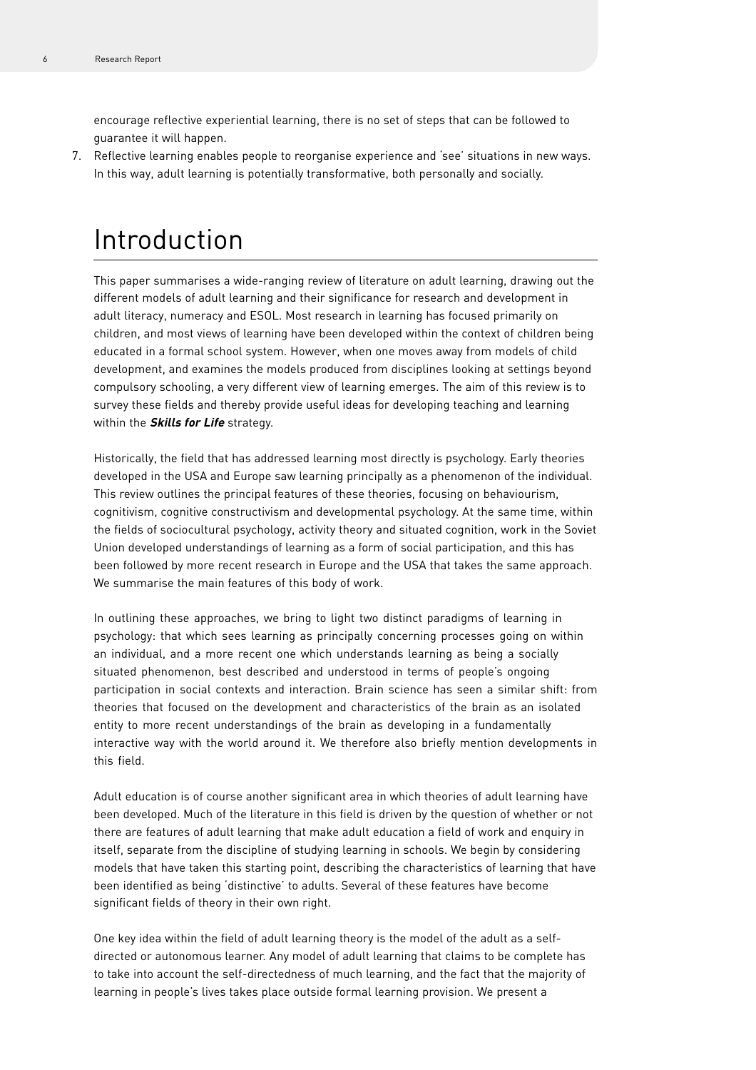encourage reflective experiential learning, there is no set of steps that can be followed to guarantee it will happen.

7. Reflective learning enables people to reorganise experience and 'see' situations in new ways. In this way, adult learning is potentially transformative, both personally and socially.

# Introduction

This paper summarises a wide-ranging review of literature on adult learning, drawing out the different models of adult learning and their significance for research and development in adult literacy, numeracy and ESOL. Most research in learning has focused primarily on children, and most views of learning have been developed within the context of children being educated in a formal school system. However, when one moves away from models of child development, and examines the models produced from disciplines looking at settings beyond compulsory schooling, a very different view of learning emerges. The aim of this review is to survey these fields and thereby provide useful ideas for developing teaching and learning within the ***Skills for Life*** strategy.

Historically, the field that has addressed learning most directly is psychology. Early theories developed in the USA and Europe saw learning principally as a phenomenon of the individual. This review outlines the principal features of these theories, focusing on behaviourism, cognitivism, cognitive constructivism and developmental psychology. At the same time, within the fields of sociocultural psychology, activity theory and situated cognition, work in the Soviet Union developed understandings of learning as a form of social participation, and this has been followed by more recent research in Europe and the USA that takes the same approach. We summarise the main features of this body of work.

In outlining these approaches, we bring to light two distinct paradigms of learning in psychology: that which sees learning as principally concerning processes going on within an individual, and a more recent one which understands learning as being a socially situated phenomenon, best described and understood in terms of people's ongoing participation in social contexts and interaction. Brain science has seen a similar shift: from theories that focused on the development and characteristics of the brain as an isolated entity to more recent understandings of the brain as developing in a fundamentally interactive way with the world around it. We therefore also briefly mention developments in this field.

Adult education is of course another significant area in which theories of adult learning have been developed. Much of the literature in this field is driven by the question of whether or not there are features of adult learning that make adult education a field of work and enquiry in itself, separate from the discipline of studying learning in schools. We begin by considering models that have taken this starting point, describing the characteristics of learning that have been identified as being 'distinctive' to adults. Several of these features have become significant fields of theory in their own right.

One key idea within the field of adult learning theory is the model of the adult as a self-directed or autonomous learner. Any model of adult learning that claims to be complete has to take into account the self-directedness of much learning, and the fact that the majority of learning in people's lives takes place outside formal learning provision. We present a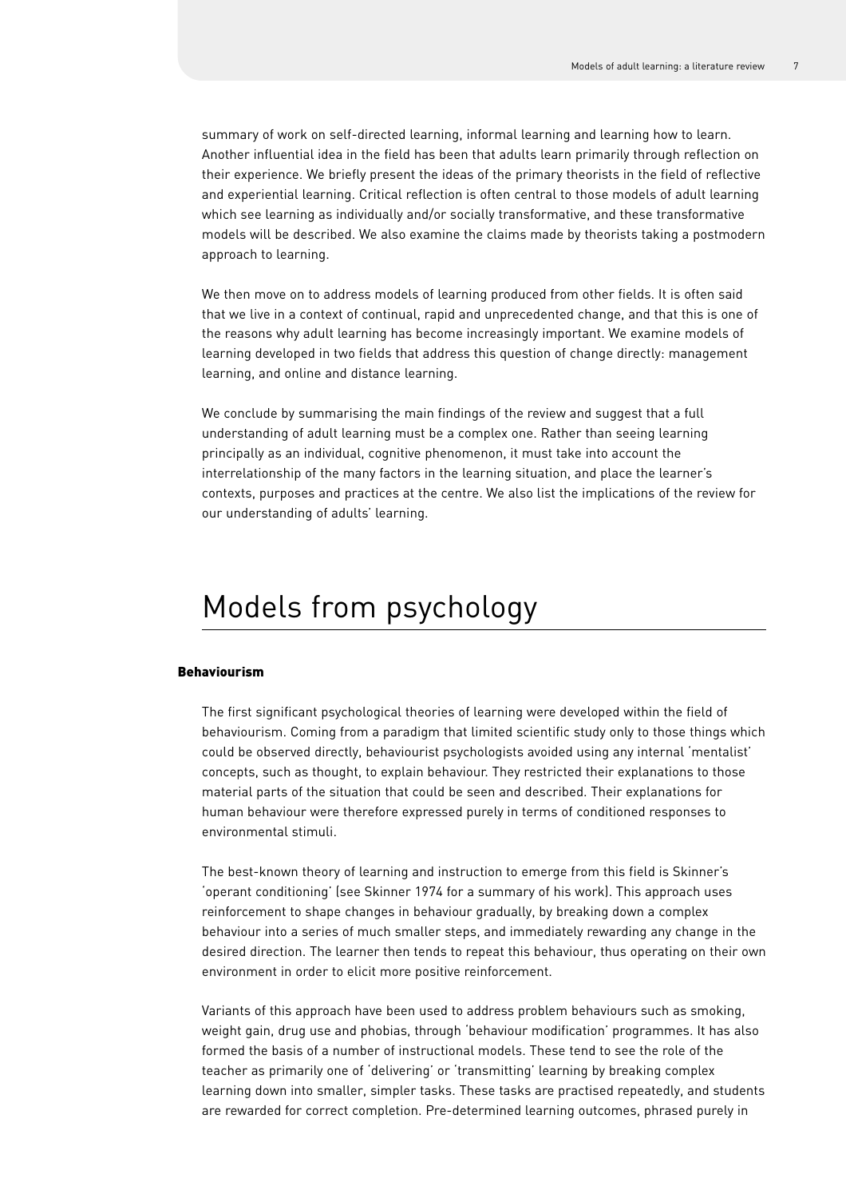summary of work on self-directed learning, informal learning and learning how to learn. Another influential idea in the field has been that adults learn primarily through reflection on their experience. We briefly present the ideas of the primary theorists in the field of reflective and experiential learning. Critical reflection is often central to those models of adult learning which see learning as individually and/or socially transformative, and these transformative models will be described. We also examine the claims made by theorists taking a postmodern approach to learning.

We then move on to address models of learning produced from other fields. It is often said that we live in a context of continual, rapid and unprecedented change, and that this is one of the reasons why adult learning has become increasingly important. We examine models of learning developed in two fields that address this question of change directly: management learning, and online and distance learning.

We conclude by summarising the main findings of the review and suggest that a full understanding of adult learning must be a complex one. Rather than seeing learning principally as an individual, cognitive phenomenon, it must take into account the interrelationship of the many factors in the learning situation, and place the learner's contexts, purposes and practices at the centre. We also list the implications of the review for our understanding of adults' learning.

# Models from psychology

### Behaviourism

The first significant psychological theories of learning were developed within the field of behaviourism. Coming from a paradigm that limited scientific study only to those things which could be observed directly, behaviourist psychologists avoided using any internal 'mentalist' concepts, such as thought, to explain behaviour. They restricted their explanations to those material parts of the situation that could be seen and described. Their explanations for human behaviour were therefore expressed purely in terms of conditioned responses to environmental stimuli.

The best-known theory of learning and instruction to emerge from this field is Skinner's 'operant conditioning' (see Skinner 1974 for a summary of his work). This approach uses reinforcement to shape changes in behaviour gradually, by breaking down a complex behaviour into a series of much smaller steps, and immediately rewarding any change in the desired direction. The learner then tends to repeat this behaviour, thus operating on their own environment in order to elicit more positive reinforcement.

Variants of this approach have been used to address problem behaviours such as smoking, weight gain, drug use and phobias, through 'behaviour modification' programmes. It has also formed the basis of a number of instructional models. These tend to see the role of the teacher as primarily one of 'delivering' or 'transmitting' learning by breaking complex learning down into smaller, simpler tasks. These tasks are practised repeatedly, and students are rewarded for correct completion. Pre-determined learning outcomes, phrased purely in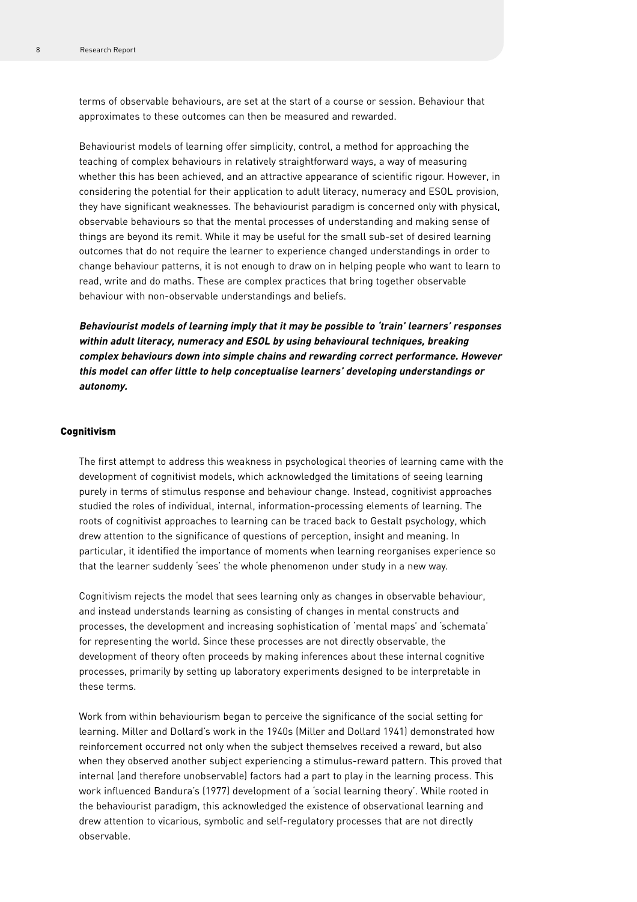terms of observable behaviours, are set at the start of a course or session. Behaviour that approximates to these outcomes can then be measured and rewarded.

Behaviourist models of learning offer simplicity, control, a method for approaching the teaching of complex behaviours in relatively straightforward ways, a way of measuring whether this has been achieved, and an attractive appearance of scientific rigour. However, in considering the potential for their application to adult literacy, numeracy and ESOL provision, they have significant weaknesses. The behaviourist paradigm is concerned only with physical, observable behaviours so that the mental processes of understanding and making sense of things are beyond its remit. While it may be useful for the small sub-set of desired learning outcomes that do not require the learner to experience changed understandings in order to change behaviour patterns, it is not enough to draw on in helping people who want to learn to read, write and do maths. These are complex practices that bring together observable behaviour with non-observable understandings and beliefs.

***Behaviourist models of learning imply that it may be possible to 'train' learners' responses within adult literacy, numeracy and ESOL by using behavioural techniques, breaking complex behaviours down into simple chains and rewarding correct performance. However this model can offer little to help conceptualise learners' developing understandings or autonomy.***

### Cognitivism

The first attempt to address this weakness in psychological theories of learning came with the development of cognitivist models, which acknowledged the limitations of seeing learning purely in terms of stimulus response and behaviour change. Instead, cognitivist approaches studied the roles of individual, internal, information-processing elements of learning. The roots of cognitivist approaches to learning can be traced back to Gestalt psychology, which drew attention to the significance of questions of perception, insight and meaning. In particular, it identified the importance of moments when learning reorganises experience so that the learner suddenly 'sees' the whole phenomenon under study in a new way.

Cognitivism rejects the model that sees learning only as changes in observable behaviour, and instead understands learning as consisting of changes in mental constructs and processes, the development and increasing sophistication of 'mental maps' and 'schemata' for representing the world. Since these processes are not directly observable, the development of theory often proceeds by making inferences about these internal cognitive processes, primarily by setting up laboratory experiments designed to be interpretable in these terms.

Work from within behaviourism began to perceive the significance of the social setting for learning. Miller and Dollard's work in the 1940s (Miller and Dollard 1941) demonstrated how reinforcement occurred not only when the subject themselves received a reward, but also when they observed another subject experiencing a stimulus-reward pattern. This proved that internal (and therefore unobservable) factors had a part to play in the learning process. This work influenced Bandura's (1977) development of a 'social learning theory'. While rooted in the behaviourist paradigm, this acknowledged the existence of observational learning and drew attention to vicarious, symbolic and self-regulatory processes that are not directly observable.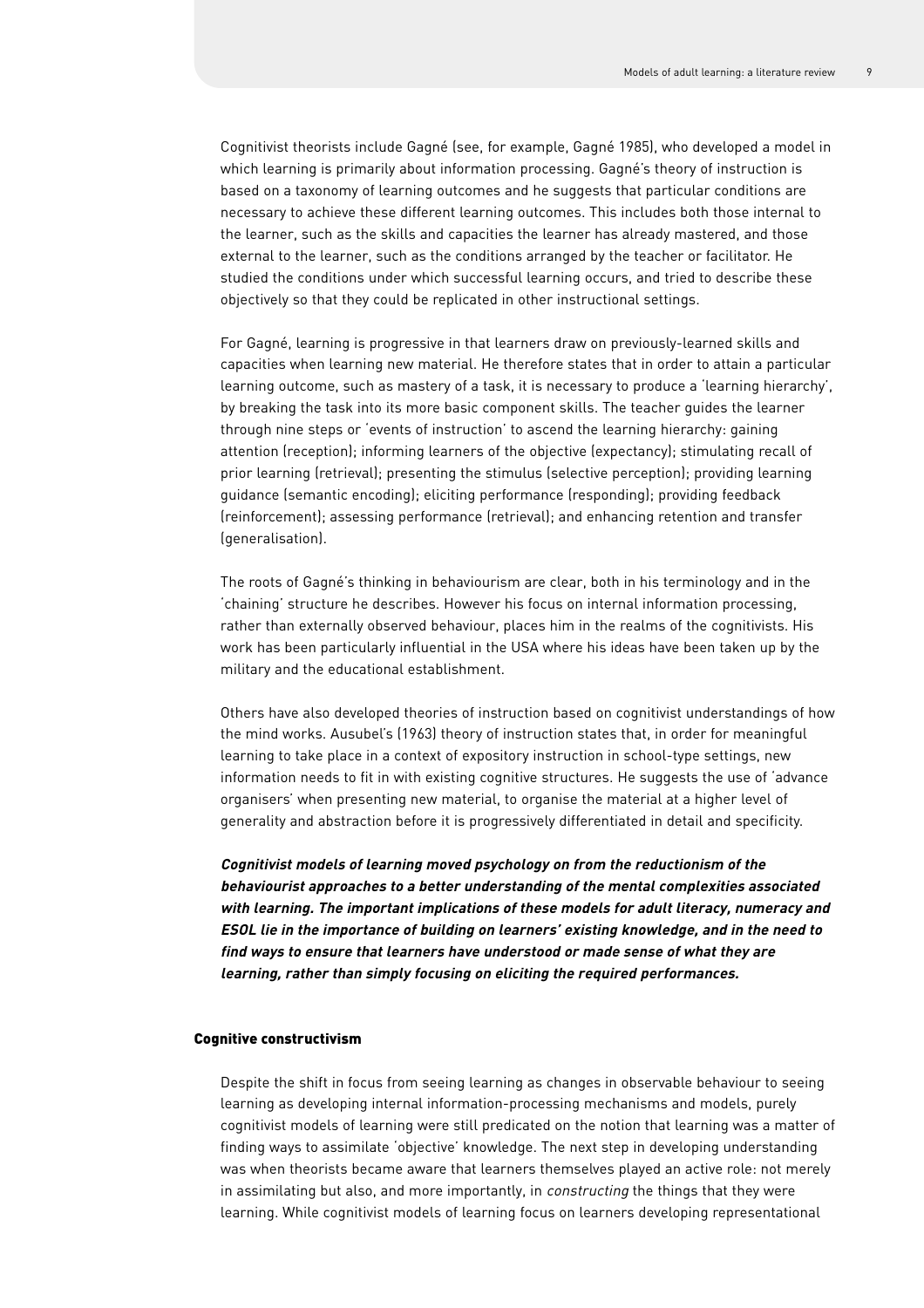Cognitivist theorists include Gagné (see, for example, Gagné 1985), who developed a model in which learning is primarily about information processing. Gagné's theory of instruction is based on a taxonomy of learning outcomes and he suggests that particular conditions are necessary to achieve these different learning outcomes. This includes both those internal to the learner, such as the skills and capacities the learner has already mastered, and those external to the learner, such as the conditions arranged by the teacher or facilitator. He studied the conditions under which successful learning occurs, and tried to describe these objectively so that they could be replicated in other instructional settings.

For Gagné, learning is progressive in that learners draw on previously-learned skills and capacities when learning new material. He therefore states that in order to attain a particular learning outcome, such as mastery of a task, it is necessary to produce a 'learning hierarchy', by breaking the task into its more basic component skills. The teacher guides the learner through nine steps or 'events of instruction' to ascend the learning hierarchy: gaining attention (reception); informing learners of the objective (expectancy); stimulating recall of prior learning (retrieval); presenting the stimulus (selective perception); providing learning guidance (semantic encoding); eliciting performance (responding); providing feedback (reinforcement); assessing performance (retrieval); and enhancing retention and transfer (generalisation).

The roots of Gagné's thinking in behaviourism are clear, both in his terminology and in the 'chaining' structure he describes. However his focus on internal information processing, rather than externally observed behaviour, places him in the realms of the cognitivists. His work has been particularly influential in the USA where his ideas have been taken up by the military and the educational establishment.

Others have also developed theories of instruction based on cognitivist understandings of how the mind works. Ausubel's (1963) theory of instruction states that, in order for meaningful learning to take place in a context of expository instruction in school-type settings, new information needs to fit in with existing cognitive structures. He suggests the use of 'advance organisers' when presenting new material, to organise the material at a higher level of generality and abstraction before it is progressively differentiated in detail and specificity.

***Cognitivist models of learning moved psychology on from the reductionism of the behaviourist approaches to a better understanding of the mental complexities associated with learning. The important implications of these models for adult literacy, numeracy and ESOL lie in the importance of building on learners' existing knowledge, and in the need to find ways to ensure that learners have understood or made sense of what they are learning, rather than simply focusing on eliciting the required performances.***

### Cognitive constructivism

Despite the shift in focus from seeing learning as changes in observable behaviour to seeing learning as developing internal information-processing mechanisms and models, purely cognitivist models of learning were still predicated on the notion that learning was a matter of finding ways to assimilate 'objective' knowledge. The next step in developing understanding was when theorists became aware that learners themselves played an active role: not merely in assimilating but also, and more importantly, in *constructing* the things that they were learning. While cognitivist models of learning focus on learners developing representational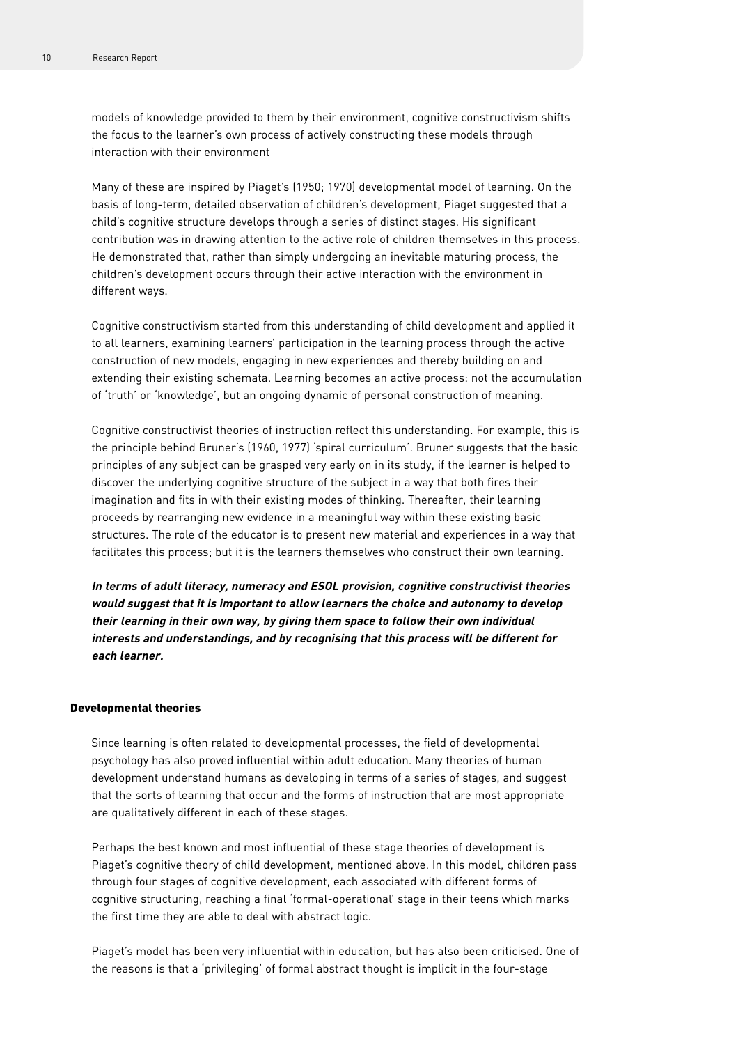models of knowledge provided to them by their environment, cognitive constructivism shifts the focus to the learner's own process of actively constructing these models through interaction with their environment

Many of these are inspired by Piaget's (1950; 1970) developmental model of learning. On the basis of long-term, detailed observation of children's development, Piaget suggested that a child's cognitive structure develops through a series of distinct stages. His significant contribution was in drawing attention to the active role of children themselves in this process. He demonstrated that, rather than simply undergoing an inevitable maturing process, the children's development occurs through their active interaction with the environment in different ways.

Cognitive constructivism started from this understanding of child development and applied it to all learners, examining learners' participation in the learning process through the active construction of new models, engaging in new experiences and thereby building on and extending their existing schemata. Learning becomes an active process: not the accumulation of 'truth' or 'knowledge', but an ongoing dynamic of personal construction of meaning.

Cognitive constructivist theories of instruction reflect this understanding. For example, this is the principle behind Bruner's (1960, 1977) 'spiral curriculum'. Bruner suggests that the basic principles of any subject can be grasped very early on in its study, if the learner is helped to discover the underlying cognitive structure of the subject in a way that both fires their imagination and fits in with their existing modes of thinking. Thereafter, their learning proceeds by rearranging new evidence in a meaningful way within these existing basic structures. The role of the educator is to present new material and experiences in a way that facilitates this process; but it is the learners themselves who construct their own learning.

***In terms of adult literacy, numeracy and ESOL provision, cognitive constructivist theories would suggest that it is important to allow learners the choice and autonomy to develop their learning in their own way, by giving them space to follow their own individual interests and understandings, and by recognising that this process will be different for each learner.***

### Developmental theories

Since learning is often related to developmental processes, the field of developmental psychology has also proved influential within adult education. Many theories of human development understand humans as developing in terms of a series of stages, and suggest that the sorts of learning that occur and the forms of instruction that are most appropriate are qualitatively different in each of these stages.

Perhaps the best known and most influential of these stage theories of development is Piaget's cognitive theory of child development, mentioned above. In this model, children pass through four stages of cognitive development, each associated with different forms of cognitive structuring, reaching a final 'formal-operational' stage in their teens which marks the first time they are able to deal with abstract logic.

Piaget's model has been very influential within education, but has also been criticised. One of the reasons is that a 'privileging' of formal abstract thought is implicit in the four-stage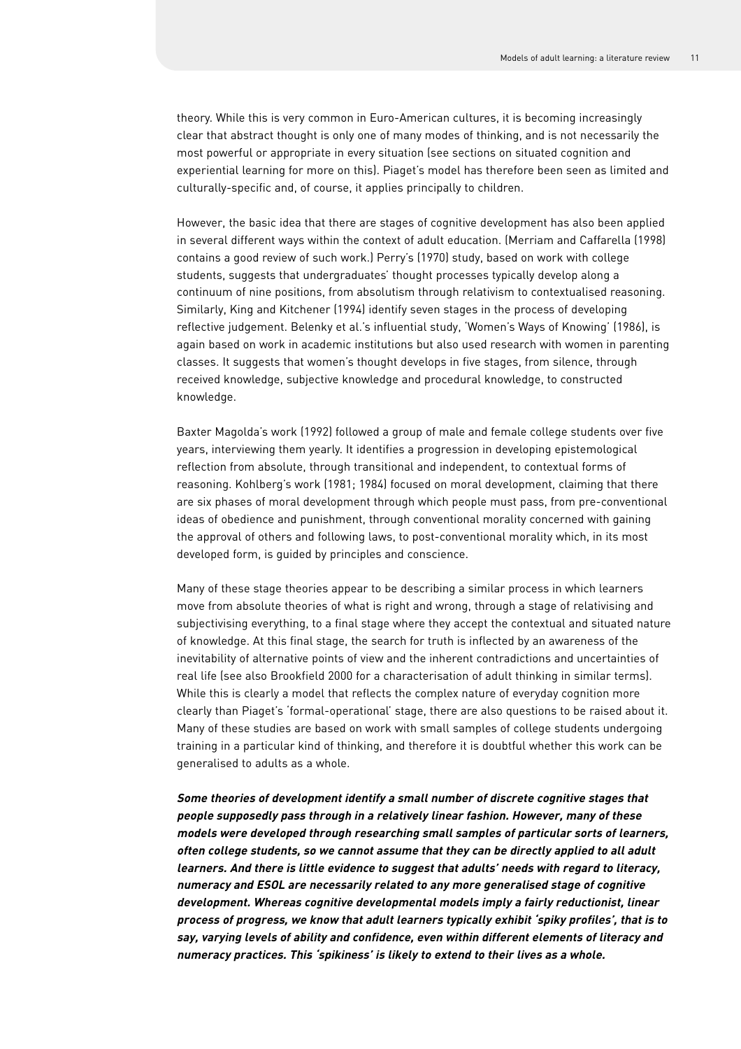theory. While this is very common in Euro-American cultures, it is becoming increasingly clear that abstract thought is only one of many modes of thinking, and is not necessarily the most powerful or appropriate in every situation (see sections on situated cognition and experiential learning for more on this). Piaget's model has therefore been seen as limited and culturally-specific and, of course, it applies principally to children.

However, the basic idea that there are stages of cognitive development has also been applied in several different ways within the context of adult education. (Merriam and Caffarella (1998) contains a good review of such work.) Perry's (1970) study, based on work with college students, suggests that undergraduates' thought processes typically develop along a continuum of nine positions, from absolutism through relativism to contextualised reasoning. Similarly, King and Kitchener (1994) identify seven stages in the process of developing reflective judgement. Belenky et al.'s influential study, 'Women's Ways of Knowing' (1986), is again based on work in academic institutions but also used research with women in parenting classes. It suggests that women's thought develops in five stages, from silence, through received knowledge, subjective knowledge and procedural knowledge, to constructed knowledge.

Baxter Magolda's work (1992) followed a group of male and female college students over five years, interviewing them yearly. It identifies a progression in developing epistemological reflection from absolute, through transitional and independent, to contextual forms of reasoning. Kohlberg's work (1981; 1984) focused on moral development, claiming that there are six phases of moral development through which people must pass, from pre-conventional ideas of obedience and punishment, through conventional morality concerned with gaining the approval of others and following laws, to post-conventional morality which, in its most developed form, is guided by principles and conscience.

Many of these stage theories appear to be describing a similar process in which learners move from absolute theories of what is right and wrong, through a stage of relativising and subjectivising everything, to a final stage where they accept the contextual and situated nature of knowledge. At this final stage, the search for truth is inflected by an awareness of the inevitability of alternative points of view and the inherent contradictions and uncertainties of real life (see also Brookfield 2000 for a characterisation of adult thinking in similar terms). While this is clearly a model that reflects the complex nature of everyday cognition more clearly than Piaget's 'formal-operational' stage, there are also questions to be raised about it. Many of these studies are based on work with small samples of college students undergoing training in a particular kind of thinking, and therefore it is doubtful whether this work can be generalised to adults as a whole.

***Some theories of development identify a small number of discrete cognitive stages that people supposedly pass through in a relatively linear fashion. However, many of these models were developed through researching small samples of particular sorts of learners, often college students, so we cannot assume that they can be directly applied to all adult learners. And there is little evidence to suggest that adults' needs with regard to literacy, numeracy and ESOL are necessarily related to any more generalised stage of cognitive development. Whereas cognitive developmental models imply a fairly reductionist, linear process of progress, we know that adult learners typically exhibit 'spiky profiles', that is to say, varying levels of ability and confidence, even within different elements of literacy and numeracy practices. This 'spikiness' is likely to extend to their lives as a whole.***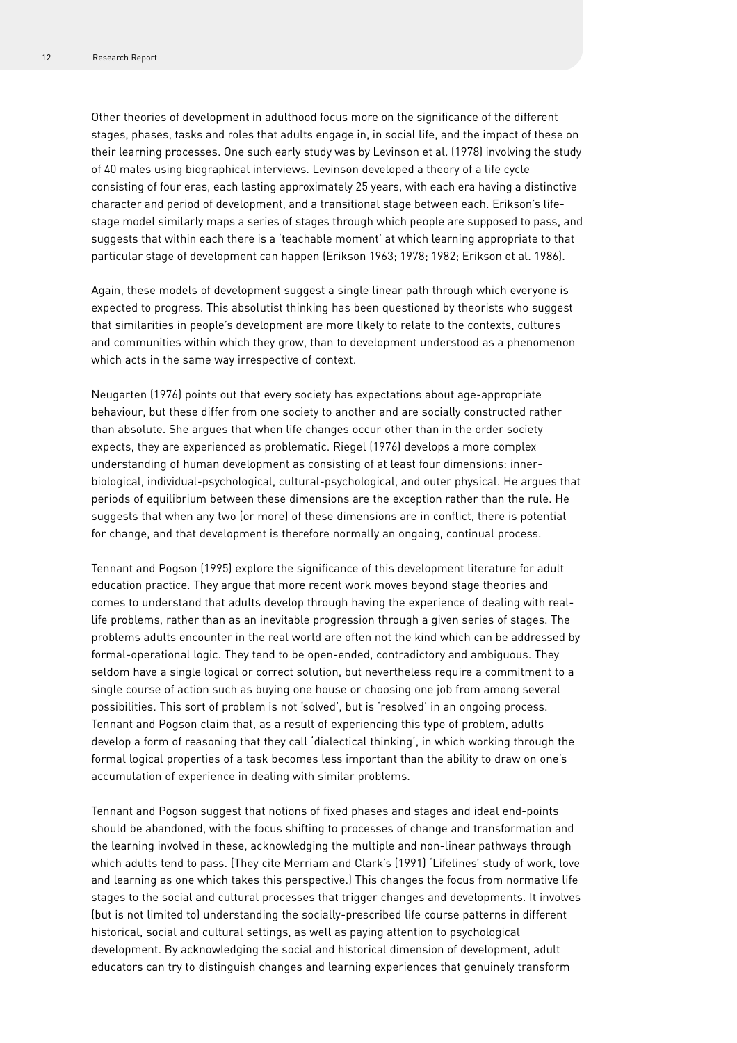Other theories of development in adulthood focus more on the significance of the different stages, phases, tasks and roles that adults engage in, in social life, and the impact of these on their learning processes. One such early study was by Levinson et al. (1978) involving the study of 40 males using biographical interviews. Levinson developed a theory of a life cycle consisting of four eras, each lasting approximately 25 years, with each era having a distinctive character and period of development, and a transitional stage between each. Erikson's life-stage model similarly maps a series of stages through which people are supposed to pass, and suggests that within each there is a 'teachable moment' at which learning appropriate to that particular stage of development can happen (Erikson 1963; 1978; 1982; Erikson et al. 1986).

Again, these models of development suggest a single linear path through which everyone is expected to progress. This absolutist thinking has been questioned by theorists who suggest that similarities in people's development are more likely to relate to the contexts, cultures and communities within which they grow, than to development understood as a phenomenon which acts in the same way irrespective of context.

Neugarten (1976) points out that every society has expectations about age-appropriate behaviour, but these differ from one society to another and are socially constructed rather than absolute. She argues that when life changes occur other than in the order society expects, they are experienced as problematic. Riegel (1976) develops a more complex understanding of human development as consisting of at least four dimensions: inner-biological, individual-psychological, cultural-psychological, and outer physical. He argues that periods of equilibrium between these dimensions are the exception rather than the rule. He suggests that when any two (or more) of these dimensions are in conflict, there is potential for change, and that development is therefore normally an ongoing, continual process.

Tennant and Pogson (1995) explore the significance of this development literature for adult education practice. They argue that more recent work moves beyond stage theories and comes to understand that adults develop through having the experience of dealing with real-life problems, rather than as an inevitable progression through a given series of stages. The problems adults encounter in the real world are often not the kind which can be addressed by formal-operational logic. They tend to be open-ended, contradictory and ambiguous. They seldom have a single logical or correct solution, but nevertheless require a commitment to a single course of action such as buying one house or choosing one job from among several possibilities. This sort of problem is not 'solved', but is 'resolved' in an ongoing process. Tennant and Pogson claim that, as a result of experiencing this type of problem, adults develop a form of reasoning that they call 'dialectical thinking', in which working through the formal logical properties of a task becomes less important than the ability to draw on one's accumulation of experience in dealing with similar problems.

Tennant and Pogson suggest that notions of fixed phases and stages and ideal end-points should be abandoned, with the focus shifting to processes of change and transformation and the learning involved in these, acknowledging the multiple and non-linear pathways through which adults tend to pass. (They cite Merriam and Clark's (1991) 'Lifelines' study of work, love and learning as one which takes this perspective.) This changes the focus from normative life stages to the social and cultural processes that trigger changes and developments. It involves (but is not limited to) understanding the socially-prescribed life course patterns in different historical, social and cultural settings, as well as paying attention to psychological development. By acknowledging the social and historical dimension of development, adult educators can try to distinguish changes and learning experiences that genuinely transform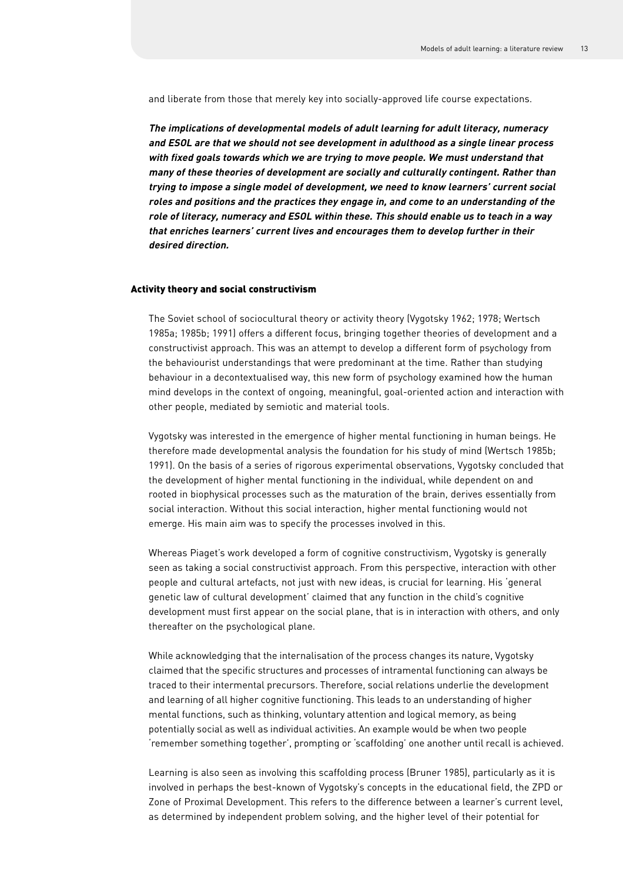and liberate from those that merely key into socially-approved life course expectations.

***The implications of developmental models of adult learning for adult literacy, numeracy and ESOL are that we should not see development in adulthood as a single linear process with fixed goals towards which we are trying to move people. We must understand that many of these theories of development are socially and culturally contingent. Rather than trying to impose a single model of development, we need to know learners' current social roles and positions and the practices they engage in, and come to an understanding of the role of literacy, numeracy and ESOL within these. This should enable us to teach in a way that enriches learners' current lives and encourages them to develop further in their desired direction.***

## Activity theory and social constructivism

The Soviet school of sociocultural theory or activity theory (Vygotsky 1962; 1978; Wertsch 1985a; 1985b; 1991) offers a different focus, bringing together theories of development and a constructivist approach. This was an attempt to develop a different form of psychology from the behaviourist understandings that were predominant at the time. Rather than studying behaviour in a decontextualised way, this new form of psychology examined how the human mind develops in the context of ongoing, meaningful, goal-oriented action and interaction with other people, mediated by semiotic and material tools.

Vygotsky was interested in the emergence of higher mental functioning in human beings. He therefore made developmental analysis the foundation for his study of mind (Wertsch 1985b; 1991). On the basis of a series of rigorous experimental observations, Vygotsky concluded that the development of higher mental functioning in the individual, while dependent on and rooted in biophysical processes such as the maturation of the brain, derives essentially from social interaction. Without this social interaction, higher mental functioning would not emerge. His main aim was to specify the processes involved in this.

Whereas Piaget's work developed a form of cognitive constructivism, Vygotsky is generally seen as taking a social constructivist approach. From this perspective, interaction with other people and cultural artefacts, not just with new ideas, is crucial for learning. His 'general genetic law of cultural development' claimed that any function in the child's cognitive development must first appear on the social plane, that is in interaction with others, and only thereafter on the psychological plane.

While acknowledging that the internalisation of the process changes its nature, Vygotsky claimed that the specific structures and processes of intramental functioning can always be traced to their intermental precursors. Therefore, social relations underlie the development and learning of all higher cognitive functioning. This leads to an understanding of higher mental functions, such as thinking, voluntary attention and logical memory, as being potentially social as well as individual activities. An example would be when two people 'remember something together', prompting or 'scaffolding' one another until recall is achieved.

Learning is also seen as involving this scaffolding process (Bruner 1985), particularly as it is involved in perhaps the best-known of Vygotsky's concepts in the educational field, the ZPD or Zone of Proximal Development. This refers to the difference between a learner's current level, as determined by independent problem solving, and the higher level of their potential for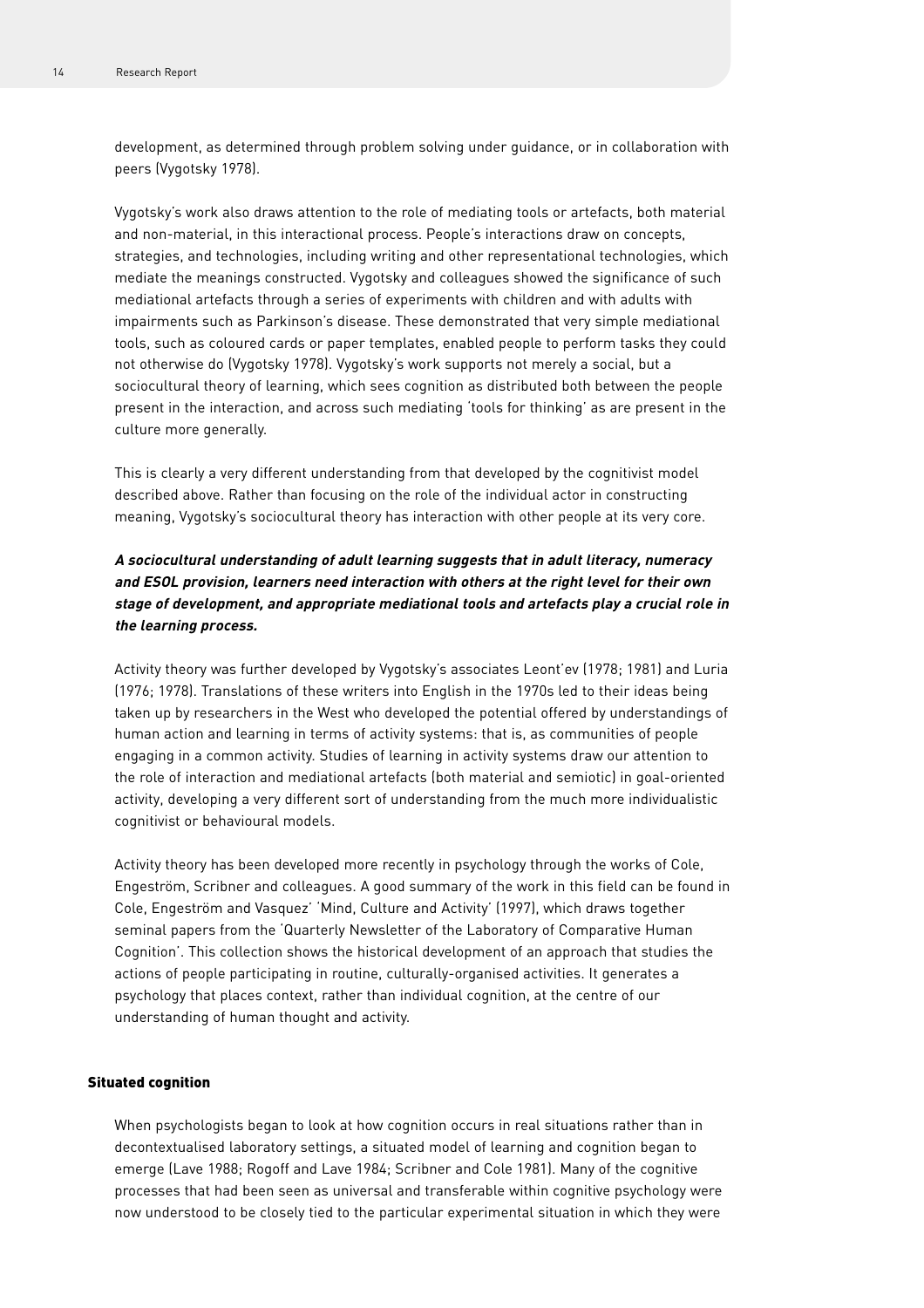development, as determined through problem solving under guidance, or in collaboration with peers (Vygotsky 1978).

Vygotsky's work also draws attention to the role of mediating tools or artefacts, both material and non-material, in this interactional process. People's interactions draw on concepts, strategies, and technologies, including writing and other representational technologies, which mediate the meanings constructed. Vygotsky and colleagues showed the significance of such mediational artefacts through a series of experiments with children and with adults with impairments such as Parkinson's disease. These demonstrated that very simple mediational tools, such as coloured cards or paper templates, enabled people to perform tasks they could not otherwise do (Vygotsky 1978). Vygotsky's work supports not merely a social, but a sociocultural theory of learning, which sees cognition as distributed both between the people present in the interaction, and across such mediating 'tools for thinking' as are present in the culture more generally.

This is clearly a very different understanding from that developed by the cognitivist model described above. Rather than focusing on the role of the individual actor in constructing meaning, Vygotsky's sociocultural theory has interaction with other people at its very core.

***A sociocultural understanding of adult learning suggests that in adult literacy, numeracy and ESOL provision, learners need interaction with others at the right level for their own stage of development, and appropriate mediational tools and artefacts play a crucial role in the learning process.***

Activity theory was further developed by Vygotsky's associates Leont'ev (1978; 1981) and Luria (1976; 1978). Translations of these writers into English in the 1970s led to their ideas being taken up by researchers in the West who developed the potential offered by understandings of human action and learning in terms of activity systems: that is, as communities of people engaging in a common activity. Studies of learning in activity systems draw our attention to the role of interaction and mediational artefacts (both material and semiotic) in goal-oriented activity, developing a very different sort of understanding from the much more individualistic cognitivist or behavioural models.

Activity theory has been developed more recently in psychology through the works of Cole, Engeström, Scribner and colleagues. A good summary of the work in this field can be found in Cole, Engeström and Vasquez' 'Mind, Culture and Activity' (1997), which draws together seminal papers from the 'Quarterly Newsletter of the Laboratory of Comparative Human Cognition'. This collection shows the historical development of an approach that studies the actions of people participating in routine, culturally-organised activities. It generates a psychology that places context, rather than individual cognition, at the centre of our understanding of human thought and activity.

### Situated cognition

When psychologists began to look at how cognition occurs in real situations rather than in decontextualised laboratory settings, a situated model of learning and cognition began to emerge (Lave 1988; Rogoff and Lave 1984; Scribner and Cole 1981). Many of the cognitive processes that had been seen as universal and transferable within cognitive psychology were now understood to be closely tied to the particular experimental situation in which they were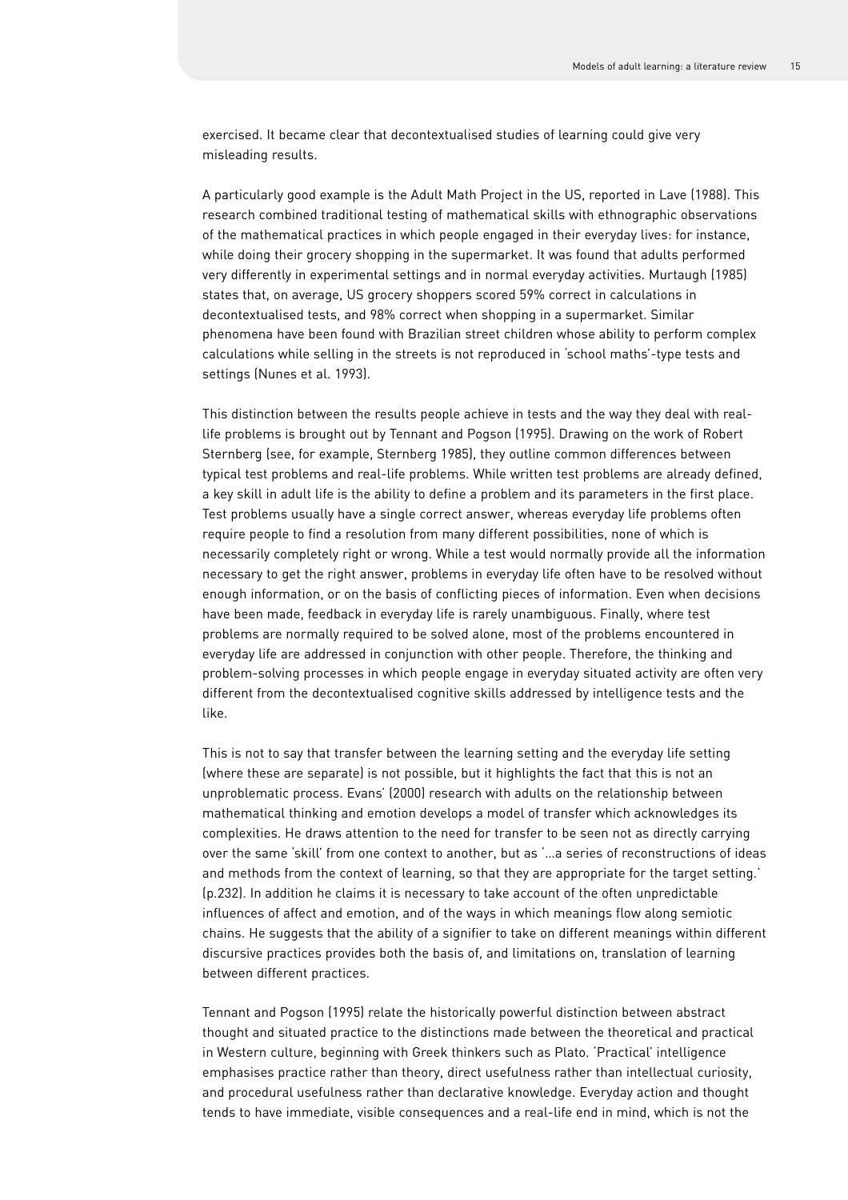exercised. It became clear that decontextualised studies of learning could give very misleading results.

A particularly good example is the Adult Math Project in the US, reported in Lave (1988). This research combined traditional testing of mathematical skills with ethnographic observations of the mathematical practices in which people engaged in their everyday lives: for instance, while doing their grocery shopping in the supermarket. It was found that adults performed very differently in experimental settings and in normal everyday activities. Murtaugh (1985) states that, on average, US grocery shoppers scored 59% correct in calculations in decontextualised tests, and 98% correct when shopping in a supermarket. Similar phenomena have been found with Brazilian street children whose ability to perform complex calculations while selling in the streets is not reproduced in 'school maths'-type tests and settings (Nunes et al. 1993).

This distinction between the results people achieve in tests and the way they deal with real-life problems is brought out by Tennant and Pogson (1995). Drawing on the work of Robert Sternberg (see, for example, Sternberg 1985), they outline common differences between typical test problems and real-life problems. While written test problems are already defined, a key skill in adult life is the ability to define a problem and its parameters in the first place. Test problems usually have a single correct answer, whereas everyday life problems often require people to find a resolution from many different possibilities, none of which is necessarily completely right or wrong. While a test would normally provide all the information necessary to get the right answer, problems in everyday life often have to be resolved without enough information, or on the basis of conflicting pieces of information. Even when decisions have been made, feedback in everyday life is rarely unambiguous. Finally, where test problems are normally required to be solved alone, most of the problems encountered in everyday life are addressed in conjunction with other people. Therefore, the thinking and problem-solving processes in which people engage in everyday situated activity are often very different from the decontextualised cognitive skills addressed by intelligence tests and the like.

This is not to say that transfer between the learning setting and the everyday life setting (where these are separate) is not possible, but it highlights the fact that this is not an unproblematic process. Evans' (2000) research with adults on the relationship between mathematical thinking and emotion develops a model of transfer which acknowledges its complexities. He draws attention to the need for transfer to be seen not as directly carrying over the same 'skill' from one context to another, but as '...a series of reconstructions of ideas and methods from the context of learning, so that they are appropriate for the target setting.' (p.232). In addition he claims it is necessary to take account of the often unpredictable influences of affect and emotion, and of the ways in which meanings flow along semiotic chains. He suggests that the ability of a signifier to take on different meanings within different discursive practices provides both the basis of, and limitations on, translation of learning between different practices.

Tennant and Pogson (1995) relate the historically powerful distinction between abstract thought and situated practice to the distinctions made between the theoretical and practical in Western culture, beginning with Greek thinkers such as Plato. 'Practical' intelligence emphasises practice rather than theory, direct usefulness rather than intellectual curiosity, and procedural usefulness rather than declarative knowledge. Everyday action and thought tends to have immediate, visible consequences and a real-life end in mind, which is not the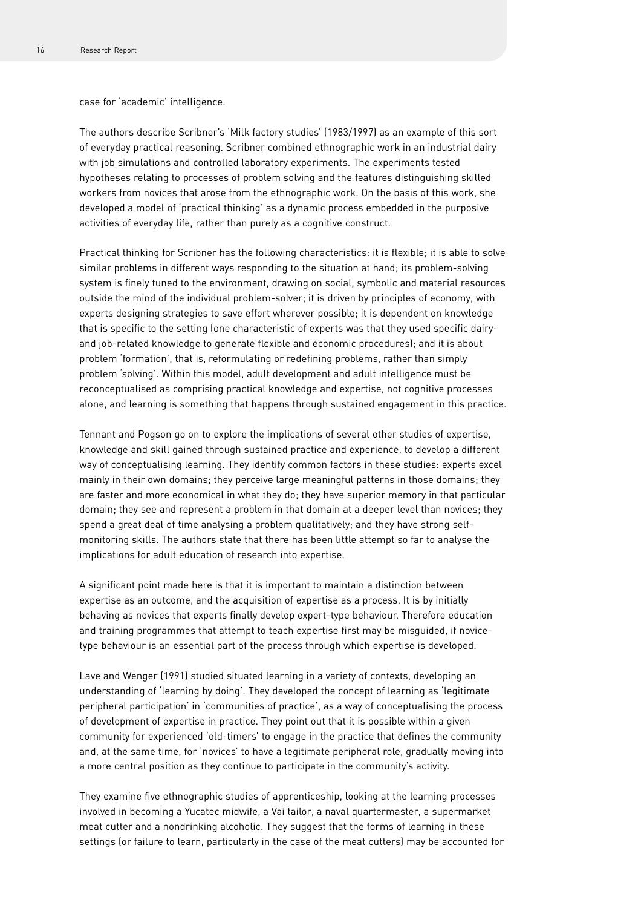case for 'academic' intelligence.

The authors describe Scribner's 'Milk factory studies' (1983/1997) as an example of this sort of everyday practical reasoning. Scribner combined ethnographic work in an industrial dairy with job simulations and controlled laboratory experiments. The experiments tested hypotheses relating to processes of problem solving and the features distinguishing skilled workers from novices that arose from the ethnographic work. On the basis of this work, she developed a model of 'practical thinking' as a dynamic process embedded in the purposive activities of everyday life, rather than purely as a cognitive construct.

Practical thinking for Scribner has the following characteristics: it is flexible; it is able to solve similar problems in different ways responding to the situation at hand; its problem-solving system is finely tuned to the environment, drawing on social, symbolic and material resources outside the mind of the individual problem-solver; it is driven by principles of economy, with experts designing strategies to save effort wherever possible; it is dependent on knowledge that is specific to the setting (one characteristic of experts was that they used specific dairy- and job-related knowledge to generate flexible and economic procedures); and it is about problem 'formation', that is, reformulating or redefining problems, rather than simply problem 'solving'. Within this model, adult development and adult intelligence must be reconceptualised as comprising practical knowledge and expertise, not cognitive processes alone, and learning is something that happens through sustained engagement in this practice.

Tennant and Pogson go on to explore the implications of several other studies of expertise, knowledge and skill gained through sustained practice and experience, to develop a different way of conceptualising learning. They identify common factors in these studies: experts excel mainly in their own domains; they perceive large meaningful patterns in those domains; they are faster and more economical in what they do; they have superior memory in that particular domain; they see and represent a problem in that domain at a deeper level than novices; they spend a great deal of time analysing a problem qualitatively; and they have strong self-monitoring skills. The authors state that there has been little attempt so far to analyse the implications for adult education of research into expertise.

A significant point made here is that it is important to maintain a distinction between expertise as an outcome, and the acquisition of expertise as a process. It is by initially behaving as novices that experts finally develop expert-type behaviour. Therefore education and training programmes that attempt to teach expertise first may be misguided, if novice-type behaviour is an essential part of the process through which expertise is developed.

Lave and Wenger (1991) studied situated learning in a variety of contexts, developing an understanding of 'learning by doing'. They developed the concept of learning as 'legitimate peripheral participation' in 'communities of practice', as a way of conceptualising the process of development of expertise in practice. They point out that it is possible within a given community for experienced 'old-timers' to engage in the practice that defines the community and, at the same time, for 'novices' to have a legitimate peripheral role, gradually moving into a more central position as they continue to participate in the community's activity.

They examine five ethnographic studies of apprenticeship, looking at the learning processes involved in becoming a Yucatec midwife, a Vai tailor, a naval quartermaster, a supermarket meat cutter and a nondrinking alcoholic. They suggest that the forms of learning in these settings (or failure to learn, particularly in the case of the meat cutters) may be accounted for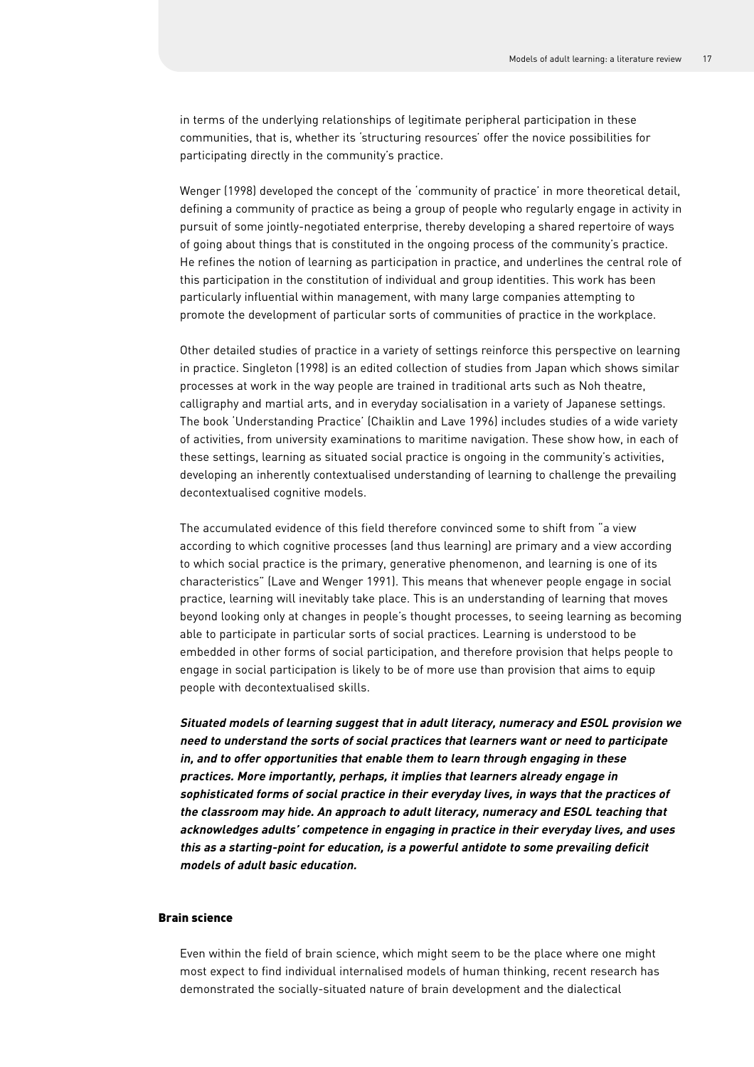in terms of the underlying relationships of legitimate peripheral participation in these communities, that is, whether its 'structuring resources' offer the novice possibilities for participating directly in the community's practice.

Wenger (1998) developed the concept of the 'community of practice' in more theoretical detail, defining a community of practice as being a group of people who regularly engage in activity in pursuit of some jointly-negotiated enterprise, thereby developing a shared repertoire of ways of going about things that is constituted in the ongoing process of the community's practice. He refines the notion of learning as participation in practice, and underlines the central role of this participation in the constitution of individual and group identities. This work has been particularly influential within management, with many large companies attempting to promote the development of particular sorts of communities of practice in the workplace.

Other detailed studies of practice in a variety of settings reinforce this perspective on learning in practice. Singleton (1998) is an edited collection of studies from Japan which shows similar processes at work in the way people are trained in traditional arts such as Noh theatre, calligraphy and martial arts, and in everyday socialisation in a variety of Japanese settings. The book 'Understanding Practice' (Chaiklin and Lave 1996) includes studies of a wide variety of activities, from university examinations to maritime navigation. These show how, in each of these settings, learning as situated social practice is ongoing in the community's activities, developing an inherently contextualised understanding of learning to challenge the prevailing decontextualised cognitive models.

The accumulated evidence of this field therefore convinced some to shift from "a view according to which cognitive processes (and thus learning) are primary and a view according to which social practice is the primary, generative phenomenon, and learning is one of its characteristics" (Lave and Wenger 1991). This means that whenever people engage in social practice, learning will inevitably take place. This is an understanding of learning that moves beyond looking only at changes in people's thought processes, to seeing learning as becoming able to participate in particular sorts of social practices. Learning is understood to be embedded in other forms of social participation, and therefore provision that helps people to engage in social participation is likely to be of more use than provision that aims to equip people with decontextualised skills.

***Situated models of learning suggest that in adult literacy, numeracy and ESOL provision we need to understand the sorts of social practices that learners want or need to participate in, and to offer opportunities that enable them to learn through engaging in these practices. More importantly, perhaps, it implies that learners already engage in sophisticated forms of social practice in their everyday lives, in ways that the practices of the classroom may hide. An approach to adult literacy, numeracy and ESOL teaching that acknowledges adults' competence in engaging in practice in their everyday lives, and uses this as a starting-point for education, is a powerful antidote to some prevailing deficit models of adult basic education.***

### Brain science

Even within the field of brain science, which might seem to be the place where one might most expect to find individual internalised models of human thinking, recent research has demonstrated the socially-situated nature of brain development and the dialectical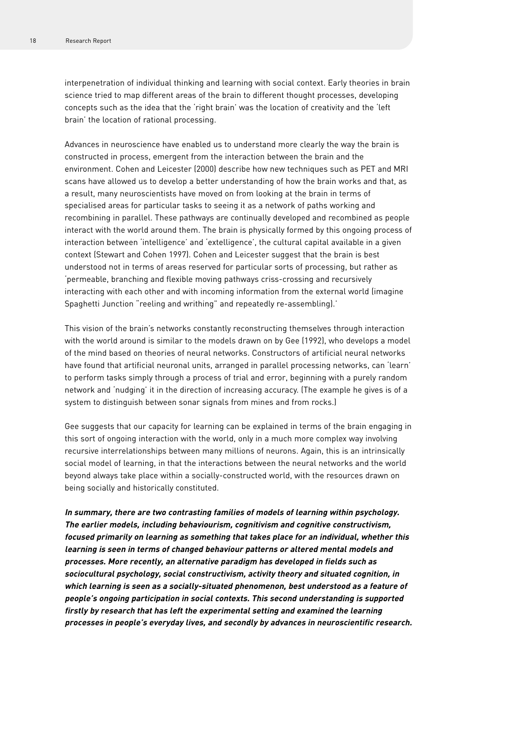interpenetration of individual thinking and learning with social context. Early theories in brain science tried to map different areas of the brain to different thought processes, developing concepts such as the idea that the 'right brain' was the location of creativity and the 'left brain' the location of rational processing.

Advances in neuroscience have enabled us to understand more clearly the way the brain is constructed in process, emergent from the interaction between the brain and the environment. Cohen and Leicester (2000) describe how new techniques such as PET and MRI scans have allowed us to develop a better understanding of how the brain works and that, as a result, many neuroscientists have moved on from looking at the brain in terms of specialised areas for particular tasks to seeing it as a network of paths working and recombining in parallel. These pathways are continually developed and recombined as people interact with the world around them. The brain is physically formed by this ongoing process of interaction between 'intelligence' and 'extelligence', the cultural capital available in a given context (Stewart and Cohen 1997). Cohen and Leicester suggest that the brain is best understood not in terms of areas reserved for particular sorts of processing, but rather as 'permeable, branching and flexible moving pathways criss-crossing and recursively interacting with each other and with incoming information from the external world (imagine Spaghetti Junction "reeling and writhing" and repeatedly re-assembling).'

This vision of the brain's networks constantly reconstructing themselves through interaction with the world around is similar to the models drawn on by Gee (1992), who develops a model of the mind based on theories of neural networks. Constructors of artificial neural networks have found that artificial neuronal units, arranged in parallel processing networks, can 'learn' to perform tasks simply through a process of trial and error, beginning with a purely random network and 'nudging' it in the direction of increasing accuracy. (The example he gives is of a system to distinguish between sonar signals from mines and from rocks.)

Gee suggests that our capacity for learning can be explained in terms of the brain engaging in this sort of ongoing interaction with the world, only in a much more complex way involving recursive interrelationships between many millions of neurons. Again, this is an intrinsically social model of learning, in that the interactions between the neural networks and the world beyond always take place within a socially-constructed world, with the resources drawn on being socially and historically constituted.

***In summary, there are two contrasting families of models of learning within psychology. The earlier models, including behaviourism, cognitivism and cognitive constructivism, focused primarily on learning as something that takes place for an individual, whether this learning is seen in terms of changed behaviour patterns or altered mental models and processes. More recently, an alternative paradigm has developed in fields such as sociocultural psychology, social constructivism, activity theory and situated cognition, in which learning is seen as a socially-situated phenomenon, best understood as a feature of people's ongoing participation in social contexts. This second understanding is supported firstly by research that has left the experimental setting and examined the learning processes in people's everyday lives, and secondly by advances in neuroscientific research.***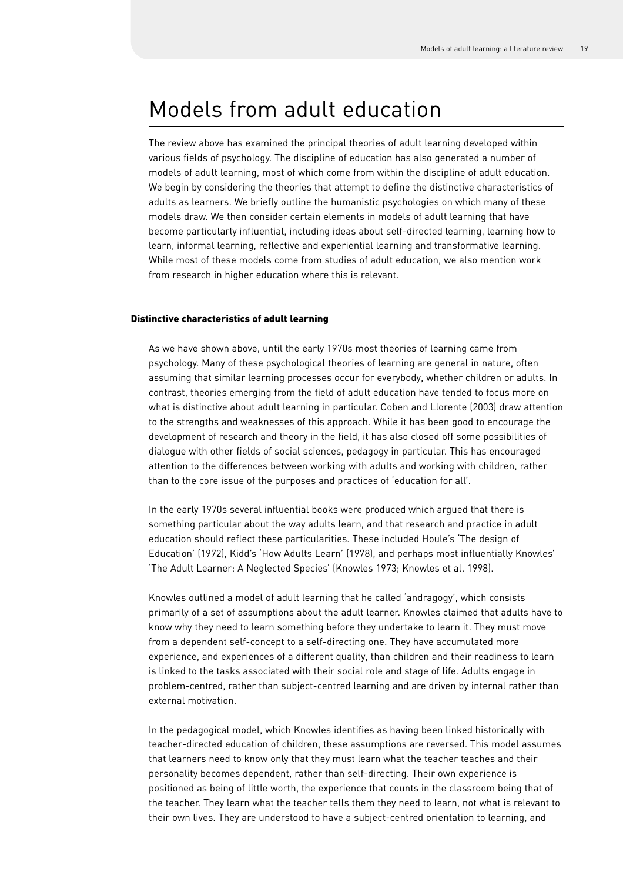# Models from adult education

The review above has examined the principal theories of adult learning developed within various fields of psychology. The discipline of education has also generated a number of models of adult learning, most of which come from within the discipline of adult education. We begin by considering the theories that attempt to define the distinctive characteristics of adults as learners. We briefly outline the humanistic psychologies on which many of these models draw. We then consider certain elements in models of adult learning that have become particularly influential, including ideas about self-directed learning, learning how to learn, informal learning, reflective and experiential learning and transformative learning. While most of these models come from studies of adult education, we also mention work from research in higher education where this is relevant.

### Distinctive characteristics of adult learning

As we have shown above, until the early 1970s most theories of learning came from psychology. Many of these psychological theories of learning are general in nature, often assuming that similar learning processes occur for everybody, whether children or adults. In contrast, theories emerging from the field of adult education have tended to focus more on what is distinctive about adult learning in particular. Coben and Llorente (2003) draw attention to the strengths and weaknesses of this approach. While it has been good to encourage the development of research and theory in the field, it has also closed off some possibilities of dialogue with other fields of social sciences, pedagogy in particular. This has encouraged attention to the differences between working with adults and working with children, rather than to the core issue of the purposes and practices of 'education for all'.

In the early 1970s several influential books were produced which argued that there is something particular about the way adults learn, and that research and practice in adult education should reflect these particularities. These included Houle's 'The design of Education' (1972), Kidd's 'How Adults Learn' (1978), and perhaps most influentially Knowles' 'The Adult Learner: A Neglected Species' (Knowles 1973; Knowles et al. 1998).

Knowles outlined a model of adult learning that he called 'andragogy', which consists primarily of a set of assumptions about the adult learner. Knowles claimed that adults have to know why they need to learn something before they undertake to learn it. They must move from a dependent self-concept to a self-directing one. They have accumulated more experience, and experiences of a different quality, than children and their readiness to learn is linked to the tasks associated with their social role and stage of life. Adults engage in problem-centred, rather than subject-centred learning and are driven by internal rather than external motivation.

In the pedagogical model, which Knowles identifies as having been linked historically with teacher-directed education of children, these assumptions are reversed. This model assumes that learners need to know only that they must learn what the teacher teaches and their personality becomes dependent, rather than self-directing. Their own experience is positioned as being of little worth, the experience that counts in the classroom being that of the teacher. They learn what the teacher tells them they need to learn, not what is relevant to their own lives. They are understood to have a subject-centred orientation to learning, and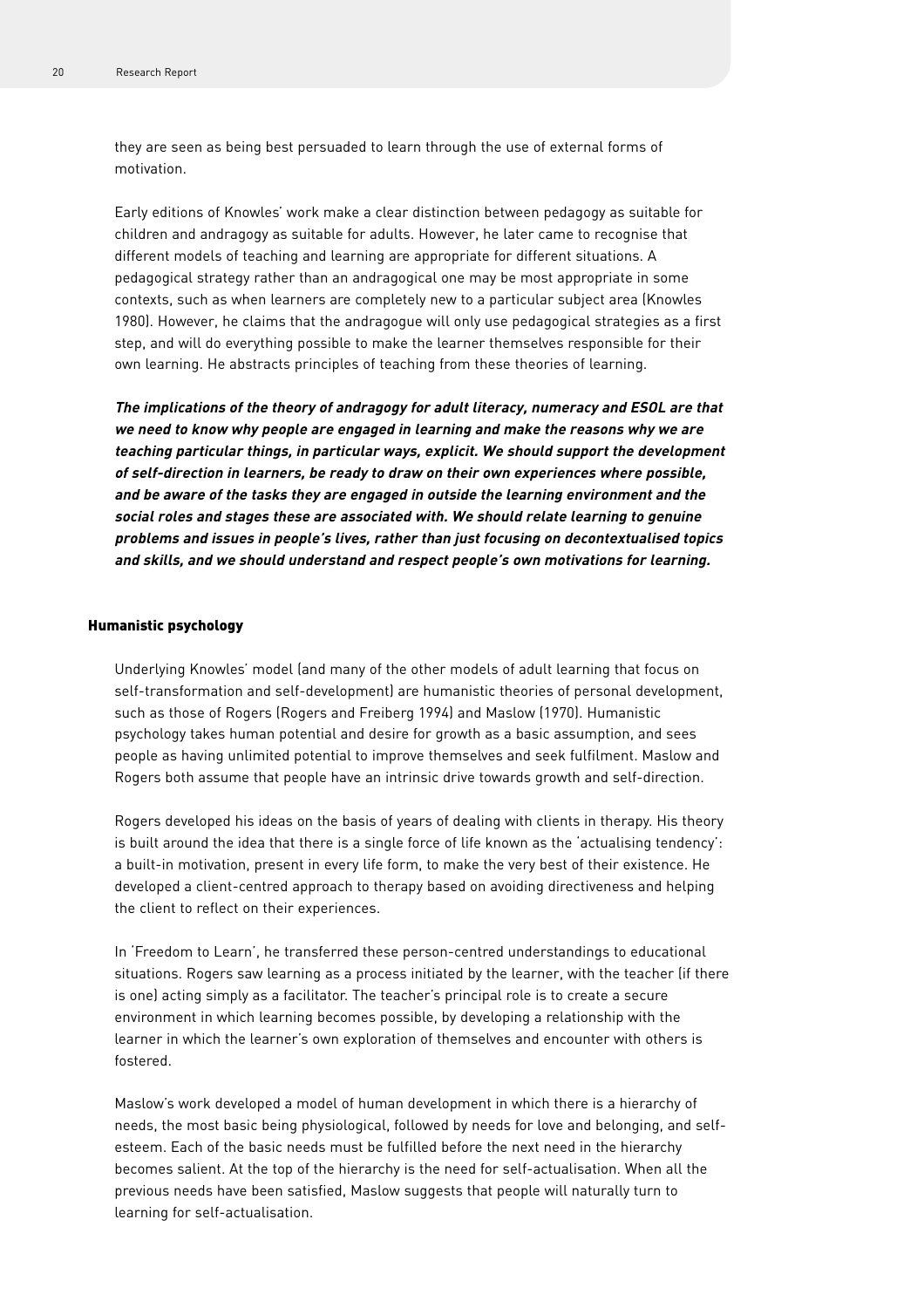they are seen as being best persuaded to learn through the use of external forms of motivation.

Early editions of Knowles' work make a clear distinction between pedagogy as suitable for children and andragogy as suitable for adults. However, he later came to recognise that different models of teaching and learning are appropriate for different situations. A pedagogical strategy rather than an andragogical one may be most appropriate in some contexts, such as when learners are completely new to a particular subject area (Knowles 1980). However, he claims that the andragogue will only use pedagogical strategies as a first step, and will do everything possible to make the learner themselves responsible for their own learning. He abstracts principles of teaching from these theories of learning.

***The implications of the theory of andragogy for adult literacy, numeracy and ESOL are that we need to know why people are engaged in learning and make the reasons why we are teaching particular things, in particular ways, explicit. We should support the development of self-direction in learners, be ready to draw on their own experiences where possible, and be aware of the tasks they are engaged in outside the learning environment and the social roles and stages these are associated with. We should relate learning to genuine problems and issues in people's lives, rather than just focusing on decontextualised topics and skills, and we should understand and respect people's own motivations for learning.***

### Humanistic psychology

Underlying Knowles' model (and many of the other models of adult learning that focus on self-transformation and self-development) are humanistic theories of personal development, such as those of Rogers (Rogers and Freiberg 1994) and Maslow (1970). Humanistic psychology takes human potential and desire for growth as a basic assumption, and sees people as having unlimited potential to improve themselves and seek fulfilment. Maslow and Rogers both assume that people have an intrinsic drive towards growth and self-direction.

Rogers developed his ideas on the basis of years of dealing with clients in therapy. His theory is built around the idea that there is a single force of life known as the 'actualising tendency': a built-in motivation, present in every life form, to make the very best of their existence. He developed a client-centred approach to therapy based on avoiding directiveness and helping the client to reflect on their experiences.

In 'Freedom to Learn', he transferred these person-centred understandings to educational situations. Rogers saw learning as a process initiated by the learner, with the teacher (if there is one) acting simply as a facilitator. The teacher's principal role is to create a secure environment in which learning becomes possible, by developing a relationship with the learner in which the learner's own exploration of themselves and encounter with others is fostered.

Maslow's work developed a model of human development in which there is a hierarchy of needs, the most basic being physiological, followed by needs for love and belonging, and self-esteem. Each of the basic needs must be fulfilled before the next need in the hierarchy becomes salient. At the top of the hierarchy is the need for self-actualisation. When all the previous needs have been satisfied, Maslow suggests that people will naturally turn to learning for self-actualisation.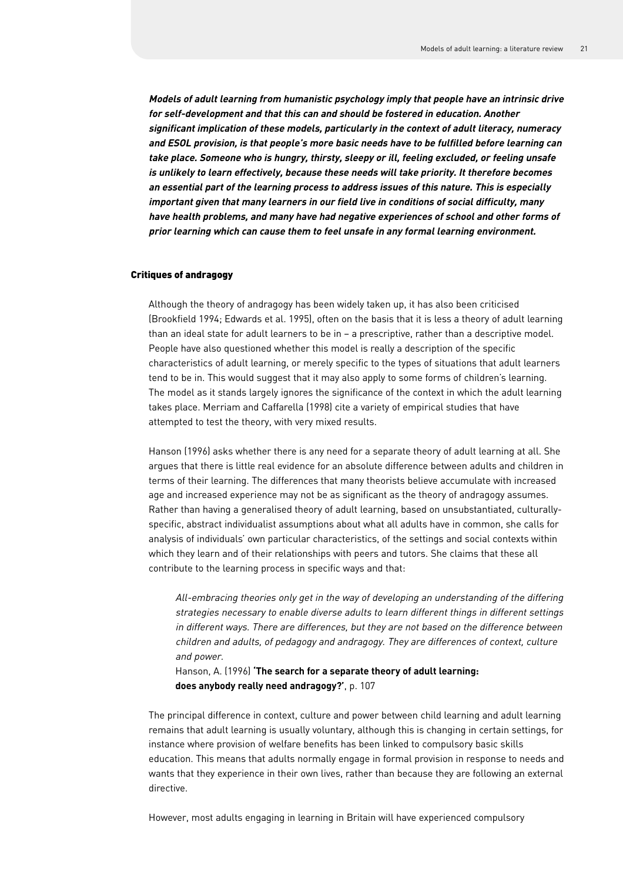***Models of adult learning from humanistic psychology imply that people have an intrinsic drive for self-development and that this can and should be fostered in education. Another significant implication of these models, particularly in the context of adult literacy, numeracy and ESOL provision, is that people's more basic needs have to be fulfilled before learning can take place. Someone who is hungry, thirsty, sleepy or ill, feeling excluded, or feeling unsafe is unlikely to learn effectively, because these needs will take priority. It therefore becomes an essential part of the learning process to address issues of this nature. This is especially important given that many learners in our field live in conditions of social difficulty, many have health problems, and many have had negative experiences of school and other forms of prior learning which can cause them to feel unsafe in any formal learning environment.***

## Critiques of andragogy

Although the theory of andragogy has been widely taken up, it has also been criticised (Brookfield 1994; Edwards et al. 1995), often on the basis that it is less a theory of adult learning than an ideal state for adult learners to be in – a prescriptive, rather than a descriptive model. People have also questioned whether this model is really a description of the specific characteristics of adult learning, or merely specific to the types of situations that adult learners tend to be in. This would suggest that it may also apply to some forms of children's learning. The model as it stands largely ignores the significance of the context in which the adult learning takes place. Merriam and Caffarella (1998) cite a variety of empirical studies that have attempted to test the theory, with very mixed results.

Hanson (1996) asks whether there is any need for a separate theory of adult learning at all. She argues that there is little real evidence for an absolute difference between adults and children in terms of their learning. The differences that many theorists believe accumulate with increased age and increased experience may not be as significant as the theory of andragogy assumes. Rather than having a generalised theory of adult learning, based on unsubstantiated, culturally-specific, abstract individualist assumptions about what all adults have in common, she calls for analysis of individuals' own particular characteristics, of the settings and social contexts within which they learn and of their relationships with peers and tutors. She claims that these all contribute to the learning process in specific ways and that:

> *All-embracing theories only get in the way of developing an understanding of the differing strategies necessary to enable diverse adults to learn different things in different settings in different ways. There are differences, but they are not based on the difference between children and adults, of pedagogy and andragogy. They are differences of context, culture and power.*
>
> Hanson, A. (1996) **'The search for a separate theory of adult learning: does anybody really need andragogy?'**, p. 107

The principal difference in context, culture and power between child learning and adult learning remains that adult learning is usually voluntary, although this is changing in certain settings, for instance where provision of welfare benefits has been linked to compulsory basic skills education. This means that adults normally engage in formal provision in response to needs and wants that they experience in their own lives, rather than because they are following an external directive.

However, most adults engaging in learning in Britain will have experienced compulsory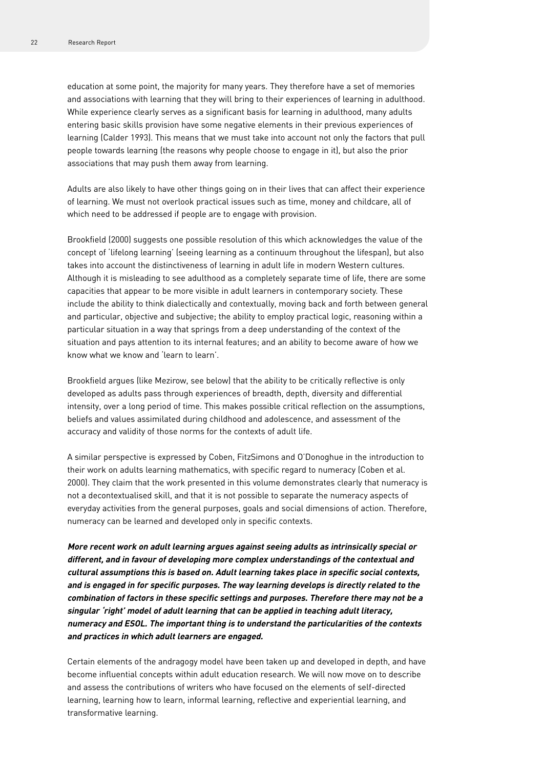education at some point, the majority for many years. They therefore have a set of memories and associations with learning that they will bring to their experiences of learning in adulthood. While experience clearly serves as a significant basis for learning in adulthood, many adults entering basic skills provision have some negative elements in their previous experiences of learning (Calder 1993). This means that we must take into account not only the factors that pull people towards learning (the reasons why people choose to engage in it), but also the prior associations that may push them away from learning.

Adults are also likely to have other things going on in their lives that can affect their experience of learning. We must not overlook practical issues such as time, money and childcare, all of which need to be addressed if people are to engage with provision.

Brookfield (2000) suggests one possible resolution of this which acknowledges the value of the concept of 'lifelong learning' (seeing learning as a continuum throughout the lifespan), but also takes into account the distinctiveness of learning in adult life in modern Western cultures. Although it is misleading to see adulthood as a completely separate time of life, there are some capacities that appear to be more visible in adult learners in contemporary society. These include the ability to think dialectically and contextually, moving back and forth between general and particular, objective and subjective; the ability to employ practical logic, reasoning within a particular situation in a way that springs from a deep understanding of the context of the situation and pays attention to its internal features; and an ability to become aware of how we know what we know and 'learn to learn'.

Brookfield argues (like Mezirow, see below) that the ability to be critically reflective is only developed as adults pass through experiences of breadth, depth, diversity and differential intensity, over a long period of time. This makes possible critical reflection on the assumptions, beliefs and values assimilated during childhood and adolescence, and assessment of the accuracy and validity of those norms for the contexts of adult life.

A similar perspective is expressed by Coben, FitzSimons and O'Donoghue in the introduction to their work on adults learning mathematics, with specific regard to numeracy (Coben et al. 2000). They claim that the work presented in this volume demonstrates clearly that numeracy is not a decontextualised skill, and that it is not possible to separate the numeracy aspects of everyday activities from the general purposes, goals and social dimensions of action. Therefore, numeracy can be learned and developed only in specific contexts.

***More recent work on adult learning argues against seeing adults as intrinsically special or different, and in favour of developing more complex understandings of the contextual and cultural assumptions this is based on. Adult learning takes place in specific social contexts, and is engaged in for specific purposes. The way learning develops is directly related to the combination of factors in these specific settings and purposes. Therefore there may not be a singular 'right' model of adult learning that can be applied in teaching adult literacy, numeracy and ESOL. The important thing is to understand the particularities of the contexts and practices in which adult learners are engaged.***

Certain elements of the andragogy model have been taken up and developed in depth, and have become influential concepts within adult education research. We will now move on to describe and assess the contributions of writers who have focused on the elements of self-directed learning, learning how to learn, informal learning, reflective and experiential learning, and transformative learning.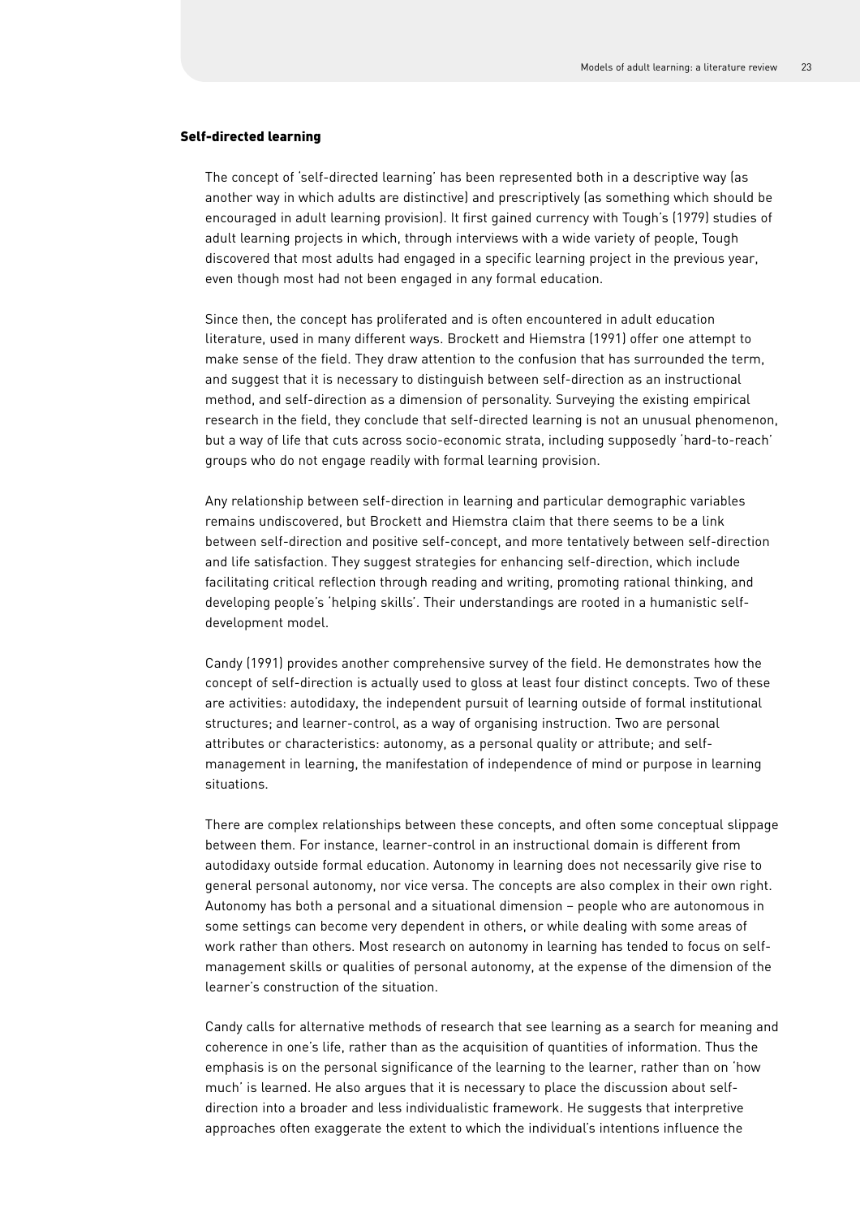### Self-directed learning

The concept of 'self-directed learning' has been represented both in a descriptive way (as another way in which adults are distinctive) and prescriptively (as something which should be encouraged in adult learning provision). It first gained currency with Tough's (1979) studies of adult learning projects in which, through interviews with a wide variety of people, Tough discovered that most adults had engaged in a specific learning project in the previous year, even though most had not been engaged in any formal education.

Since then, the concept has proliferated and is often encountered in adult education literature, used in many different ways. Brockett and Hiemstra (1991) offer one attempt to make sense of the field. They draw attention to the confusion that has surrounded the term, and suggest that it is necessary to distinguish between self-direction as an instructional method, and self-direction as a dimension of personality. Surveying the existing empirical research in the field, they conclude that self-directed learning is not an unusual phenomenon, but a way of life that cuts across socio-economic strata, including supposedly 'hard-to-reach' groups who do not engage readily with formal learning provision.

Any relationship between self-direction in learning and particular demographic variables remains undiscovered, but Brockett and Hiemstra claim that there seems to be a link between self-direction and positive self-concept, and more tentatively between self-direction and life satisfaction. They suggest strategies for enhancing self-direction, which include facilitating critical reflection through reading and writing, promoting rational thinking, and developing people's 'helping skills'. Their understandings are rooted in a humanistic self-development model.

Candy (1991) provides another comprehensive survey of the field. He demonstrates how the concept of self-direction is actually used to gloss at least four distinct concepts. Two of these are activities: autodidaxy, the independent pursuit of learning outside of formal institutional structures; and learner-control, as a way of organising instruction. Two are personal attributes or characteristics: autonomy, as a personal quality or attribute; and self-management in learning, the manifestation of independence of mind or purpose in learning situations.

There are complex relationships between these concepts, and often some conceptual slippage between them. For instance, learner-control in an instructional domain is different from autodidaxy outside formal education. Autonomy in learning does not necessarily give rise to general personal autonomy, nor vice versa. The concepts are also complex in their own right. Autonomy has both a personal and a situational dimension – people who are autonomous in some settings can become very dependent in others, or while dealing with some areas of work rather than others. Most research on autonomy in learning has tended to focus on self-management skills or qualities of personal autonomy, at the expense of the dimension of the learner's construction of the situation.

Candy calls for alternative methods of research that see learning as a search for meaning and coherence in one's life, rather than as the acquisition of quantities of information. Thus the emphasis is on the personal significance of the learning to the learner, rather than on 'how much' is learned. He also argues that it is necessary to place the discussion about self-direction into a broader and less individualistic framework. He suggests that interpretive approaches often exaggerate the extent to which the individual's intentions influence the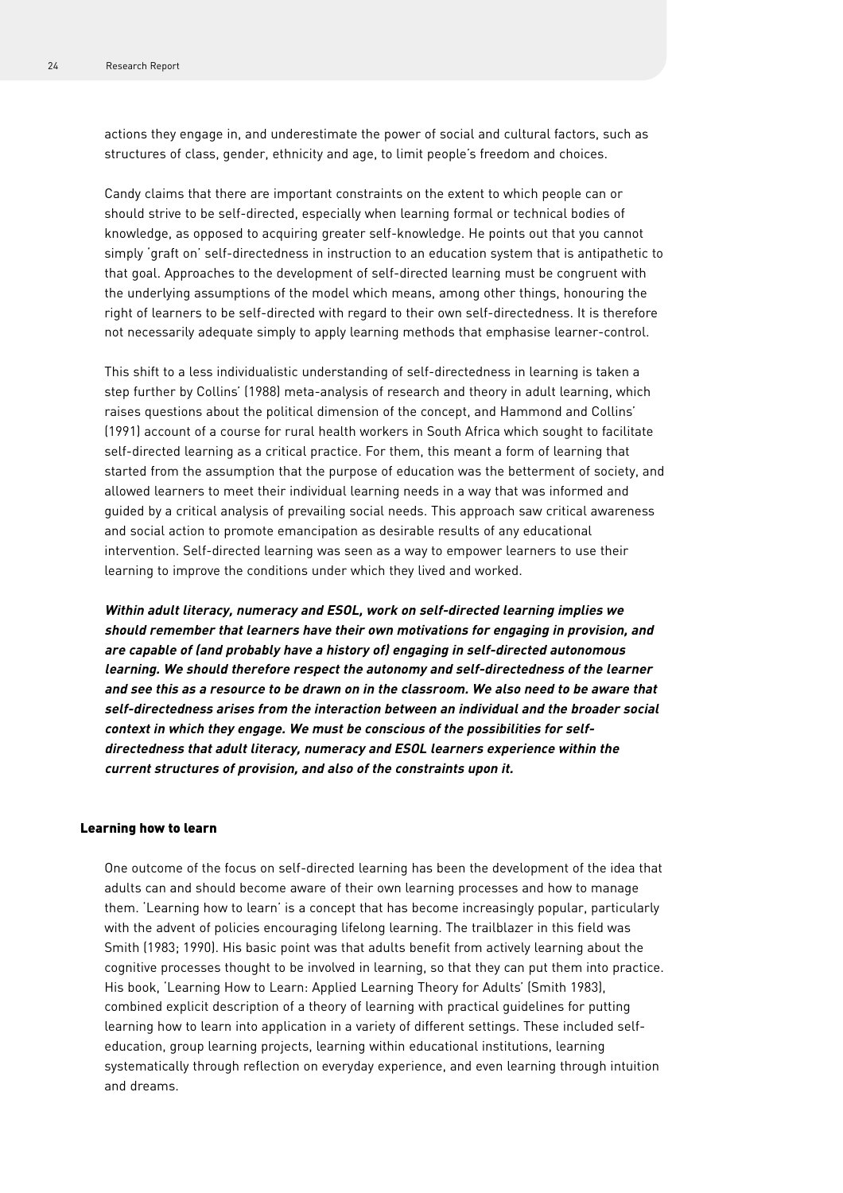actions they engage in, and underestimate the power of social and cultural factors, such as structures of class, gender, ethnicity and age, to limit people's freedom and choices.

Candy claims that there are important constraints on the extent to which people can or should strive to be self-directed, especially when learning formal or technical bodies of knowledge, as opposed to acquiring greater self-knowledge. He points out that you cannot simply 'graft on' self-directedness in instruction to an education system that is antipathetic to that goal. Approaches to the development of self-directed learning must be congruent with the underlying assumptions of the model which means, among other things, honouring the right of learners to be self-directed with regard to their own self-directedness. It is therefore not necessarily adequate simply to apply learning methods that emphasise learner-control.

This shift to a less individualistic understanding of self-directedness in learning is taken a step further by Collins' (1988) meta-analysis of research and theory in adult learning, which raises questions about the political dimension of the concept, and Hammond and Collins' (1991) account of a course for rural health workers in South Africa which sought to facilitate self-directed learning as a critical practice. For them, this meant a form of learning that started from the assumption that the purpose of education was the betterment of society, and allowed learners to meet their individual learning needs in a way that was informed and guided by a critical analysis of prevailing social needs. This approach saw critical awareness and social action to promote emancipation as desirable results of any educational intervention. Self-directed learning was seen as a way to empower learners to use their learning to improve the conditions under which they lived and worked.

***Within adult literacy, numeracy and ESOL, work on self-directed learning implies we should remember that learners have their own motivations for engaging in provision, and are capable of (and probably have a history of) engaging in self-directed autonomous learning. We should therefore respect the autonomy and self-directedness of the learner and see this as a resource to be drawn on in the classroom. We also need to be aware that self-directedness arises from the interaction between an individual and the broader social context in which they engage. We must be conscious of the possibilities for self-directedness that adult literacy, numeracy and ESOL learners experience within the current structures of provision, and also of the constraints upon it.***

### Learning how to learn

One outcome of the focus on self-directed learning has been the development of the idea that adults can and should become aware of their own learning processes and how to manage them. 'Learning how to learn' is a concept that has become increasingly popular, particularly with the advent of policies encouraging lifelong learning. The trailblazer in this field was Smith (1983; 1990). His basic point was that adults benefit from actively learning about the cognitive processes thought to be involved in learning, so that they can put them into practice. His book, 'Learning How to Learn: Applied Learning Theory for Adults' (Smith 1983), combined explicit description of a theory of learning with practical guidelines for putting learning how to learn into application in a variety of different settings. These included self-education, group learning projects, learning within educational institutions, learning systematically through reflection on everyday experience, and even learning through intuition and dreams.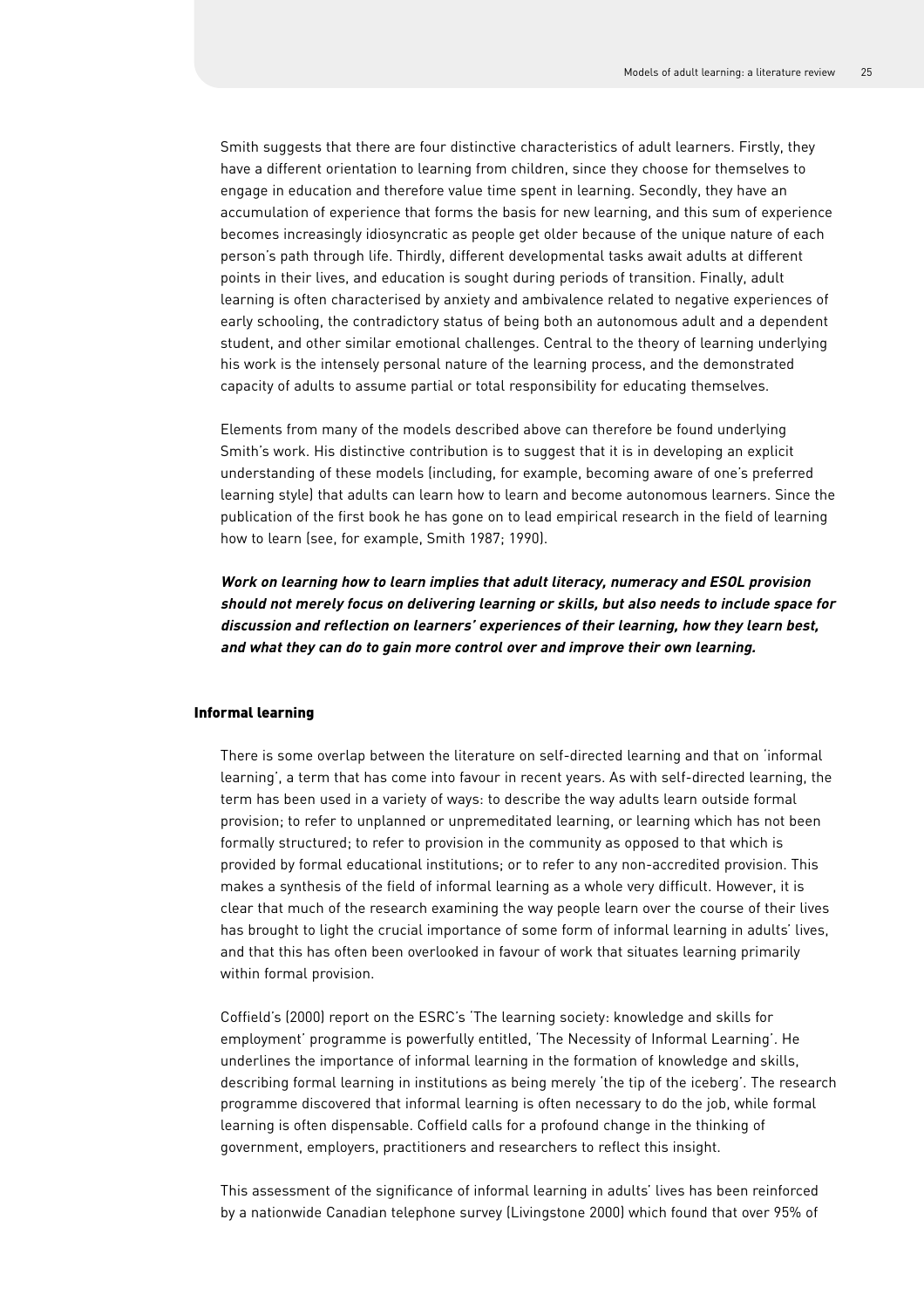Smith suggests that there are four distinctive characteristics of adult learners. Firstly, they have a different orientation to learning from children, since they choose for themselves to engage in education and therefore value time spent in learning. Secondly, they have an accumulation of experience that forms the basis for new learning, and this sum of experience becomes increasingly idiosyncratic as people get older because of the unique nature of each person's path through life. Thirdly, different developmental tasks await adults at different points in their lives, and education is sought during periods of transition. Finally, adult learning is often characterised by anxiety and ambivalence related to negative experiences of early schooling, the contradictory status of being both an autonomous adult and a dependent student, and other similar emotional challenges. Central to the theory of learning underlying his work is the intensely personal nature of the learning process, and the demonstrated capacity of adults to assume partial or total responsibility for educating themselves.

Elements from many of the models described above can therefore be found underlying Smith's work. His distinctive contribution is to suggest that it is in developing an explicit understanding of these models (including, for example, becoming aware of one's preferred learning style) that adults can learn how to learn and become autonomous learners. Since the publication of the first book he has gone on to lead empirical research in the field of learning how to learn (see, for example, Smith 1987; 1990).

***Work on learning how to learn implies that adult literacy, numeracy and ESOL provision should not merely focus on delivering learning or skills, but also needs to include space for discussion and reflection on learners' experiences of their learning, how they learn best, and what they can do to gain more control over and improve their own learning.***

## Informal learning

There is some overlap between the literature on self-directed learning and that on 'informal learning', a term that has come into favour in recent years. As with self-directed learning, the term has been used in a variety of ways: to describe the way adults learn outside formal provision; to refer to unplanned or unpremeditated learning, or learning which has not been formally structured; to refer to provision in the community as opposed to that which is provided by formal educational institutions; or to refer to any non-accredited provision. This makes a synthesis of the field of informal learning as a whole very difficult. However, it is clear that much of the research examining the way people learn over the course of their lives has brought to light the crucial importance of some form of informal learning in adults' lives, and that this has often been overlooked in favour of work that situates learning primarily within formal provision.

Coffield's (2000) report on the ESRC's 'The learning society: knowledge and skills for employment' programme is powerfully entitled, 'The Necessity of Informal Learning'. He underlines the importance of informal learning in the formation of knowledge and skills, describing formal learning in institutions as being merely 'the tip of the iceberg'. The research programme discovered that informal learning is often necessary to do the job, while formal learning is often dispensable. Coffield calls for a profound change in the thinking of government, employers, practitioners and researchers to reflect this insight.

This assessment of the significance of informal learning in adults' lives has been reinforced by a nationwide Canadian telephone survey (Livingstone 2000) which found that over 95% of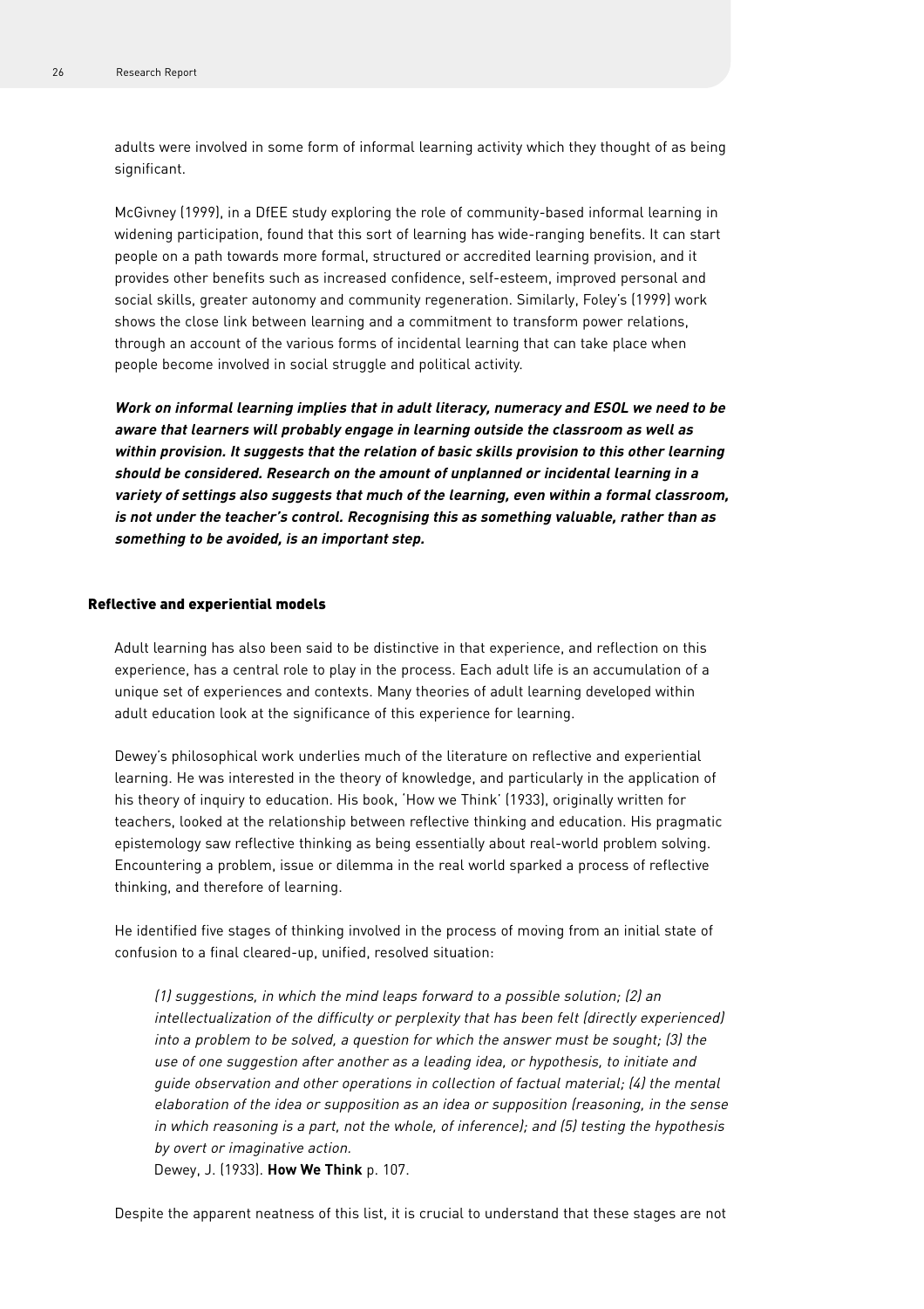adults were involved in some form of informal learning activity which they thought of as being significant.

McGivney (1999), in a DfEE study exploring the role of community-based informal learning in widening participation, found that this sort of learning has wide-ranging benefits. It can start people on a path towards more formal, structured or accredited learning provision, and it provides other benefits such as increased confidence, self-esteem, improved personal and social skills, greater autonomy and community regeneration. Similarly, Foley's (1999) work shows the close link between learning and a commitment to transform power relations, through an account of the various forms of incidental learning that can take place when people become involved in social struggle and political activity.

***Work on informal learning implies that in adult literacy, numeracy and ESOL we need to be aware that learners will probably engage in learning outside the classroom as well as within provision. It suggests that the relation of basic skills provision to this other learning should be considered. Research on the amount of unplanned or incidental learning in a variety of settings also suggests that much of the learning, even within a formal classroom, is not under the teacher's control. Recognising this as something valuable, rather than as something to be avoided, is an important step.***

## Reflective and experiential models

Adult learning has also been said to be distinctive in that experience, and reflection on this experience, has a central role to play in the process. Each adult life is an accumulation of a unique set of experiences and contexts. Many theories of adult learning developed within adult education look at the significance of this experience for learning.

Dewey's philosophical work underlies much of the literature on reflective and experiential learning. He was interested in the theory of knowledge, and particularly in the application of his theory of inquiry to education. His book, 'How we Think' (1933), originally written for teachers, looked at the relationship between reflective thinking and education. His pragmatic epistemology saw reflective thinking as being essentially about real-world problem solving. Encountering a problem, issue or dilemma in the real world sparked a process of reflective thinking, and therefore of learning.

He identified five stages of thinking involved in the process of moving from an initial state of confusion to a final cleared-up, unified, resolved situation:

> *(1) suggestions, in which the mind leaps forward to a possible solution; (2) an intellectualization of the difficulty or perplexity that has been felt (directly experienced) into a problem to be solved, a question for which the answer must be sought; (3) the use of one suggestion after another as a leading idea, or hypothesis, to initiate and guide observation and other operations in collection of factual material; (4) the mental elaboration of the idea or supposition as an idea or supposition (reasoning, in the sense in which reasoning is a part, not the whole, of inference); and (5) testing the hypothesis by overt or imaginative action.*
>
> Dewey, J. (1933). **How We Think** p. 107.

Despite the apparent neatness of this list, it is crucial to understand that these stages are not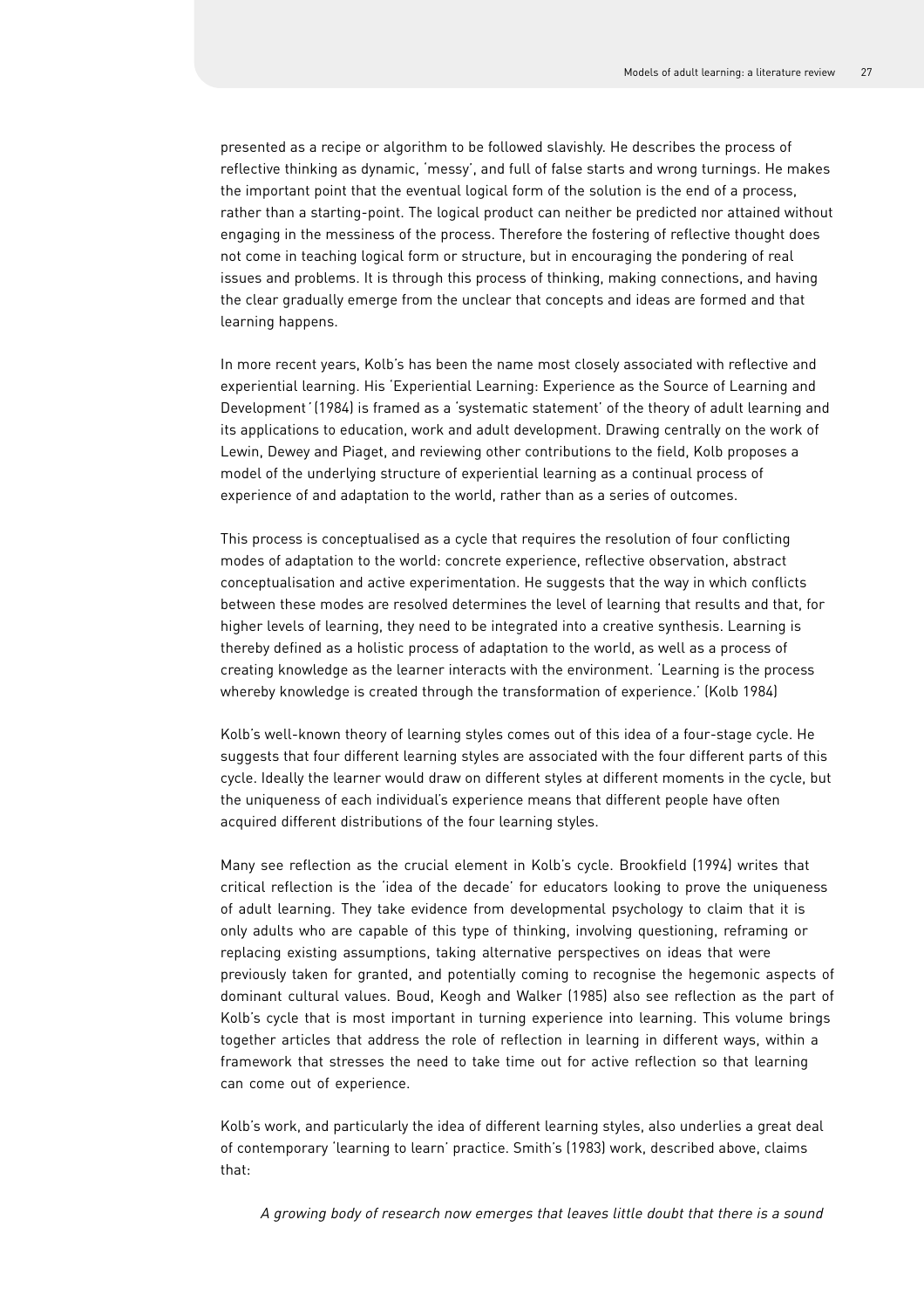presented as a recipe or algorithm to be followed slavishly. He describes the process of reflective thinking as dynamic, 'messy', and full of false starts and wrong turnings. He makes the important point that the eventual logical form of the solution is the end of a process, rather than a starting-point. The logical product can neither be predicted nor attained without engaging in the messiness of the process. Therefore the fostering of reflective thought does not come in teaching logical form or structure, but in encouraging the pondering of real issues and problems. It is through this process of thinking, making connections, and having the clear gradually emerge from the unclear that concepts and ideas are formed and that learning happens.

In more recent years, Kolb's has been the name most closely associated with reflective and experiential learning. His 'Experiential Learning: Experience as the Source of Learning and Development' (1984) is framed as a 'systematic statement' of the theory of adult learning and its applications to education, work and adult development. Drawing centrally on the work of Lewin, Dewey and Piaget, and reviewing other contributions to the field, Kolb proposes a model of the underlying structure of experiential learning as a continual process of experience of and adaptation to the world, rather than as a series of outcomes.

This process is conceptualised as a cycle that requires the resolution of four conflicting modes of adaptation to the world: concrete experience, reflective observation, abstract conceptualisation and active experimentation. He suggests that the way in which conflicts between these modes are resolved determines the level of learning that results and that, for higher levels of learning, they need to be integrated into a creative synthesis. Learning is thereby defined as a holistic process of adaptation to the world, as well as a process of creating knowledge as the learner interacts with the environment. 'Learning is the process whereby knowledge is created through the transformation of experience.' (Kolb 1984)

Kolb's well-known theory of learning styles comes out of this idea of a four-stage cycle. He suggests that four different learning styles are associated with the four different parts of this cycle. Ideally the learner would draw on different styles at different moments in the cycle, but the uniqueness of each individual's experience means that different people have often acquired different distributions of the four learning styles.

Many see reflection as the crucial element in Kolb's cycle. Brookfield (1994) writes that critical reflection is the 'idea of the decade' for educators looking to prove the uniqueness of adult learning. They take evidence from developmental psychology to claim that it is only adults who are capable of this type of thinking, involving questioning, reframing or replacing existing assumptions, taking alternative perspectives on ideas that were previously taken for granted, and potentially coming to recognise the hegemonic aspects of dominant cultural values. Boud, Keogh and Walker (1985) also see reflection as the part of Kolb's cycle that is most important in turning experience into learning. This volume brings together articles that address the role of reflection in learning in different ways, within a framework that stresses the need to take time out for active reflection so that learning can come out of experience.

Kolb's work, and particularly the idea of different learning styles, also underlies a great deal of contemporary 'learning to learn' practice. Smith's (1983) work, described above, claims that:

> *A growing body of research now emerges that leaves little doubt that there is a sound*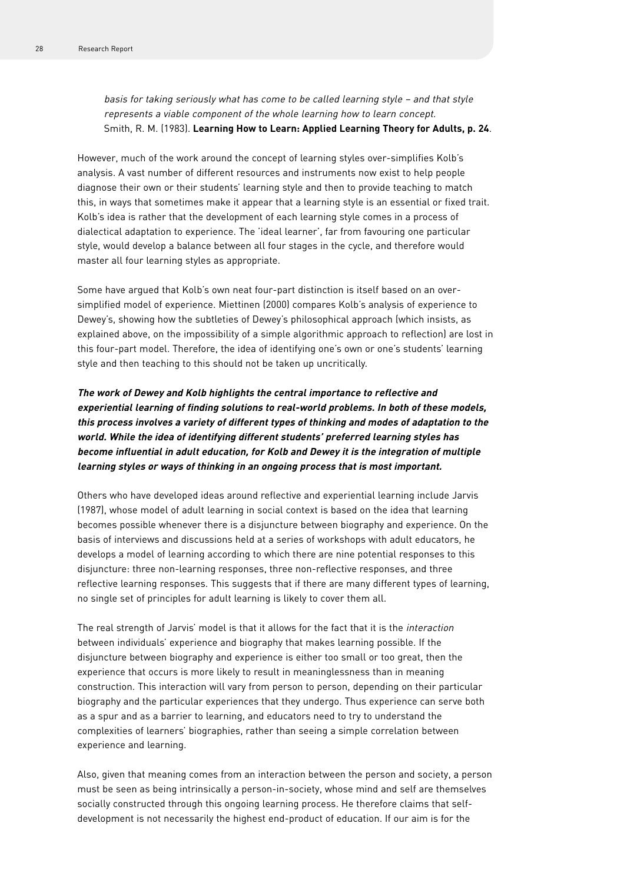*basis for taking seriously what has come to be called learning style – and that style represents a viable component of the whole learning how to learn concept.*
Smith, R. M. (1983). **Learning How to Learn: Applied Learning Theory for Adults, p. 24**.

However, much of the work around the concept of learning styles over-simplifies Kolb's analysis. A vast number of different resources and instruments now exist to help people diagnose their own or their students' learning style and then to provide teaching to match this, in ways that sometimes make it appear that a learning style is an essential or fixed trait. Kolb's idea is rather that the development of each learning style comes in a process of dialectical adaptation to experience. The 'ideal learner', far from favouring one particular style, would develop a balance between all four stages in the cycle, and therefore would master all four learning styles as appropriate.

Some have argued that Kolb's own neat four-part distinction is itself based on an over-simplified model of experience. Miettinen (2000) compares Kolb's analysis of experience to Dewey's, showing how the subtleties of Dewey's philosophical approach (which insists, as explained above, on the impossibility of a simple algorithmic approach to reflection) are lost in this four-part model. Therefore, the idea of identifying one's own or one's students' learning style and then teaching to this should not be taken up uncritically.

***The work of Dewey and Kolb highlights the central importance to reflective and experiential learning of finding solutions to real-world problems. In both of these models, this process involves a variety of different types of thinking and modes of adaptation to the world. While the idea of identifying different students' preferred learning styles has become influential in adult education, for Kolb and Dewey it is the integration of multiple learning styles or ways of thinking in an ongoing process that is most important.***

Others who have developed ideas around reflective and experiential learning include Jarvis (1987), whose model of adult learning in social context is based on the idea that learning becomes possible whenever there is a disjuncture between biography and experience. On the basis of interviews and discussions held at a series of workshops with adult educators, he develops a model of learning according to which there are nine potential responses to this disjuncture: three non-learning responses, three non-reflective responses, and three reflective learning responses. This suggests that if there are many different types of learning, no single set of principles for adult learning is likely to cover them all.

The real strength of Jarvis' model is that it allows for the fact that it is the *interaction* between individuals' experience and biography that makes learning possible. If the disjuncture between biography and experience is either too small or too great, then the experience that occurs is more likely to result in meaninglessness than in meaning construction. This interaction will vary from person to person, depending on their particular biography and the particular experiences that they undergo. Thus experience can serve both as a spur and as a barrier to learning, and educators need to try to understand the complexities of learners' biographies, rather than seeing a simple correlation between experience and learning.

Also, given that meaning comes from an interaction between the person and society, a person must be seen as being intrinsically a person-in-society, whose mind and self are themselves socially constructed through this ongoing learning process. He therefore claims that self-development is not necessarily the highest end-product of education. If our aim is for the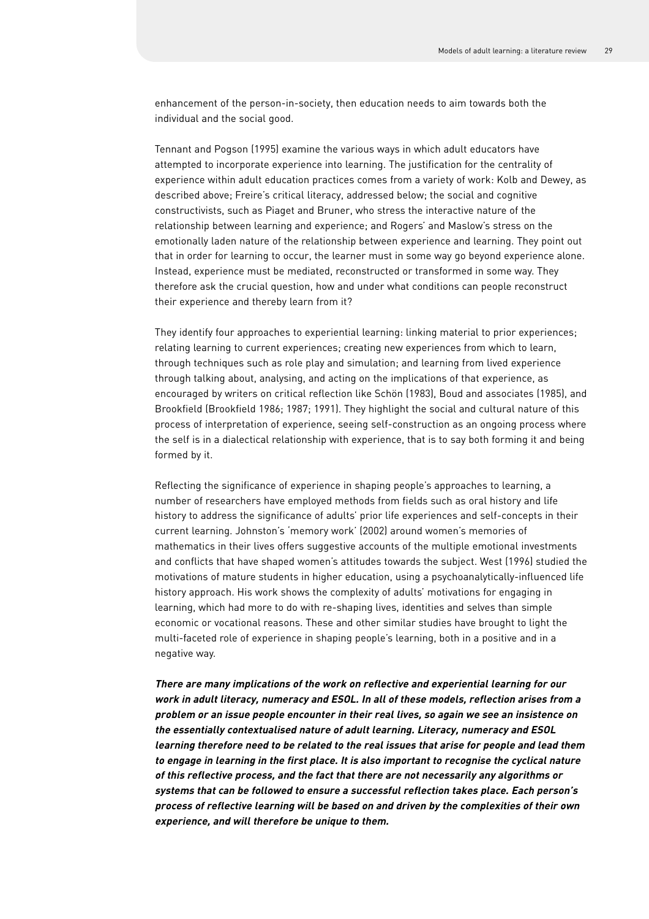enhancement of the person-in-society, then education needs to aim towards both the individual and the social good.

Tennant and Pogson (1995) examine the various ways in which adult educators have attempted to incorporate experience into learning. The justification for the centrality of experience within adult education practices comes from a variety of work: Kolb and Dewey, as described above; Freire's critical literacy, addressed below; the social and cognitive constructivists, such as Piaget and Bruner, who stress the interactive nature of the relationship between learning and experience; and Rogers' and Maslow's stress on the emotionally laden nature of the relationship between experience and learning. They point out that in order for learning to occur, the learner must in some way go beyond experience alone. Instead, experience must be mediated, reconstructed or transformed in some way. They therefore ask the crucial question, how and under what conditions can people reconstruct their experience and thereby learn from it?

They identify four approaches to experiential learning: linking material to prior experiences; relating learning to current experiences; creating new experiences from which to learn, through techniques such as role play and simulation; and learning from lived experience through talking about, analysing, and acting on the implications of that experience, as encouraged by writers on critical reflection like Schön (1983), Boud and associates (1985), and Brookfield (Brookfield 1986; 1987; 1991). They highlight the social and cultural nature of this process of interpretation of experience, seeing self-construction as an ongoing process where the self is in a dialectical relationship with experience, that is to say both forming it and being formed by it.

Reflecting the significance of experience in shaping people's approaches to learning, a number of researchers have employed methods from fields such as oral history and life history to address the significance of adults' prior life experiences and self-concepts in their current learning. Johnston's 'memory work' (2002) around women's memories of mathematics in their lives offers suggestive accounts of the multiple emotional investments and conflicts that have shaped women's attitudes towards the subject. West (1996) studied the motivations of mature students in higher education, using a psychoanalytically-influenced life history approach. His work shows the complexity of adults' motivations for engaging in learning, which had more to do with re-shaping lives, identities and selves than simple economic or vocational reasons. These and other similar studies have brought to light the multi-faceted role of experience in shaping people's learning, both in a positive and in a negative way.

***There are many implications of the work on reflective and experiential learning for our work in adult literacy, numeracy and ESOL. In all of these models, reflection arises from a problem or an issue people encounter in their real lives, so again we see an insistence on the essentially contextualised nature of adult learning. Literacy, numeracy and ESOL learning therefore need to be related to the real issues that arise for people and lead them to engage in learning in the first place. It is also important to recognise the cyclical nature of this reflective process, and the fact that there are not necessarily any algorithms or systems that can be followed to ensure a successful reflection takes place. Each person's process of reflective learning will be based on and driven by the complexities of their own experience, and will therefore be unique to them.***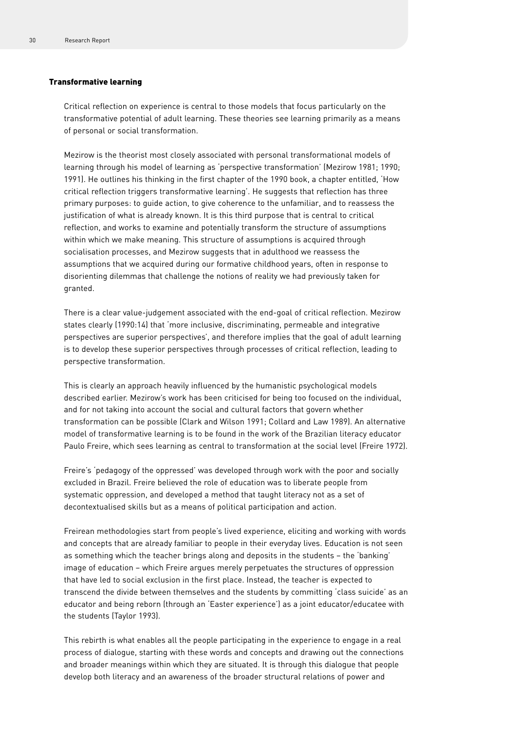### Transformative learning

Critical reflection on experience is central to those models that focus particularly on the transformative potential of adult learning. These theories see learning primarily as a means of personal or social transformation.

Mezirow is the theorist most closely associated with personal transformational models of learning through his model of learning as 'perspective transformation' (Mezirow 1981; 1990; 1991). He outlines his thinking in the first chapter of the 1990 book, a chapter entitled, 'How critical reflection triggers transformative learning'. He suggests that reflection has three primary purposes: to guide action, to give coherence to the unfamiliar, and to reassess the justification of what is already known. It is this third purpose that is central to critical reflection, and works to examine and potentially transform the structure of assumptions within which we make meaning. This structure of assumptions is acquired through socialisation processes, and Mezirow suggests that in adulthood we reassess the assumptions that we acquired during our formative childhood years, often in response to disorienting dilemmas that challenge the notions of reality we had previously taken for granted.

There is a clear value-judgement associated with the end-goal of critical reflection. Mezirow states clearly (1990:14) that 'more inclusive, discriminating, permeable and integrative perspectives are superior perspectives', and therefore implies that the goal of adult learning is to develop these superior perspectives through processes of critical reflection, leading to perspective transformation.

This is clearly an approach heavily influenced by the humanistic psychological models described earlier. Mezirow's work has been criticised for being too focused on the individual, and for not taking into account the social and cultural factors that govern whether transformation can be possible (Clark and Wilson 1991; Collard and Law 1989). An alternative model of transformative learning is to be found in the work of the Brazilian literacy educator Paulo Freire, which sees learning as central to transformation at the social level (Freire 1972).

Freire's 'pedagogy of the oppressed' was developed through work with the poor and socially excluded in Brazil. Freire believed the role of education was to liberate people from systematic oppression, and developed a method that taught literacy not as a set of decontextualised skills but as a means of political participation and action.

Freirean methodologies start from people's lived experience, eliciting and working with words and concepts that are already familiar to people in their everyday lives. Education is not seen as something which the teacher brings along and deposits in the students – the 'banking' image of education – which Freire argues merely perpetuates the structures of oppression that have led to social exclusion in the first place. Instead, the teacher is expected to transcend the divide between themselves and the students by committing 'class suicide' as an educator and being reborn (through an 'Easter experience') as a joint educator/educatee with the students (Taylor 1993).

This rebirth is what enables all the people participating in the experience to engage in a real process of dialogue, starting with these words and concepts and drawing out the connections and broader meanings within which they are situated. It is through this dialogue that people develop both literacy and an awareness of the broader structural relations of power and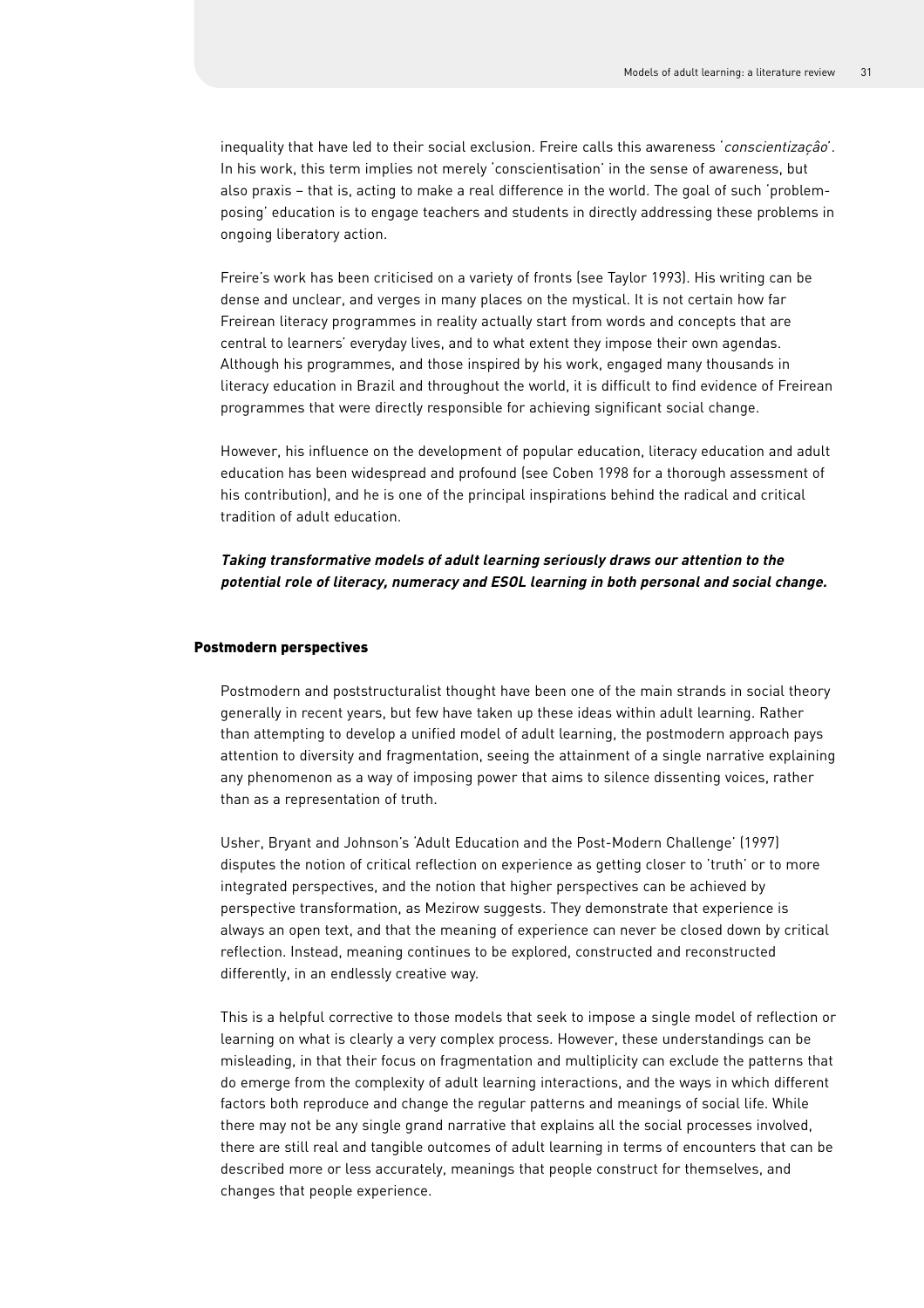inequality that have led to their social exclusion. Freire calls this awareness '*conscientizaçâo*'. In his work, this term implies not merely 'conscientisation' in the sense of awareness, but also praxis – that is, acting to make a real difference in the world. The goal of such 'problem-posing' education is to engage teachers and students in directly addressing these problems in ongoing liberatory action.

Freire's work has been criticised on a variety of fronts (see Taylor 1993). His writing can be dense and unclear, and verges in many places on the mystical. It is not certain how far Freirean literacy programmes in reality actually start from words and concepts that are central to learners' everyday lives, and to what extent they impose their own agendas. Although his programmes, and those inspired by his work, engaged many thousands in literacy education in Brazil and throughout the world, it is difficult to find evidence of Freirean programmes that were directly responsible for achieving significant social change.

However, his influence on the development of popular education, literacy education and adult education has been widespread and profound (see Coben 1998 for a thorough assessment of his contribution), and he is one of the principal inspirations behind the radical and critical tradition of adult education.

***Taking transformative models of adult learning seriously draws our attention to the potential role of literacy, numeracy and ESOL learning in both personal and social change.***

## Postmodern perspectives

Postmodern and poststructuralist thought have been one of the main strands in social theory generally in recent years, but few have taken up these ideas within adult learning. Rather than attempting to develop a unified model of adult learning, the postmodern approach pays attention to diversity and fragmentation, seeing the attainment of a single narrative explaining any phenomenon as a way of imposing power that aims to silence dissenting voices, rather than as a representation of truth.

Usher, Bryant and Johnson's 'Adult Education and the Post-Modern Challenge' (1997) disputes the notion of critical reflection on experience as getting closer to 'truth' or to more integrated perspectives, and the notion that higher perspectives can be achieved by perspective transformation, as Mezirow suggests. They demonstrate that experience is always an open text, and that the meaning of experience can never be closed down by critical reflection. Instead, meaning continues to be explored, constructed and reconstructed differently, in an endlessly creative way.

This is a helpful corrective to those models that seek to impose a single model of reflection or learning on what is clearly a very complex process. However, these understandings can be misleading, in that their focus on fragmentation and multiplicity can exclude the patterns that do emerge from the complexity of adult learning interactions, and the ways in which different factors both reproduce and change the regular patterns and meanings of social life. While there may not be any single grand narrative that explains all the social processes involved, there are still real and tangible outcomes of adult learning in terms of encounters that can be described more or less accurately, meanings that people construct for themselves, and changes that people experience.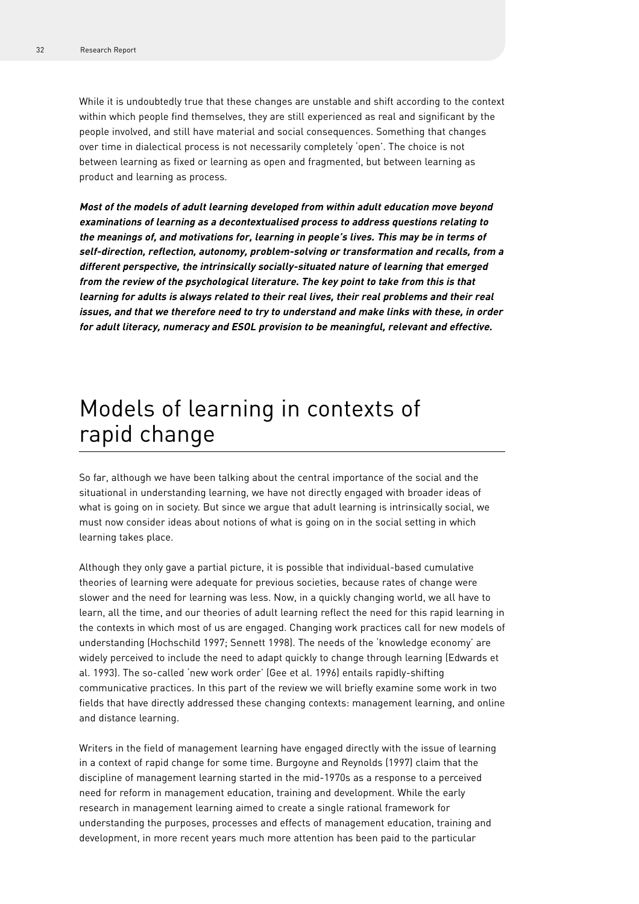While it is undoubtedly true that these changes are unstable and shift according to the context within which people find themselves, they are still experienced as real and significant by the people involved, and still have material and social consequences. Something that changes over time in dialectical process is not necessarily completely 'open'. The choice is not between learning as fixed or learning as open and fragmented, but between learning as product and learning as process.

***Most of the models of adult learning developed from within adult education move beyond examinations of learning as a decontextualised process to address questions relating to the meanings of, and motivations for, learning in people's lives. This may be in terms of self-direction, reflection, autonomy, problem-solving or transformation and recalls, from a different perspective, the intrinsically socially-situated nature of learning that emerged from the review of the psychological literature. The key point to take from this is that learning for adults is always related to their real lives, their real problems and their real issues, and that we therefore need to try to understand and make links with these, in order for adult literacy, numeracy and ESOL provision to be meaningful, relevant and effective.***

# Models of learning in contexts of rapid change

So far, although we have been talking about the central importance of the social and the situational in understanding learning, we have not directly engaged with broader ideas of what is going on in society. But since we argue that adult learning is intrinsically social, we must now consider ideas about notions of what is going on in the social setting in which learning takes place.

Although they only gave a partial picture, it is possible that individual-based cumulative theories of learning were adequate for previous societies, because rates of change were slower and the need for learning was less. Now, in a quickly changing world, we all have to learn, all the time, and our theories of adult learning reflect the need for this rapid learning in the contexts in which most of us are engaged. Changing work practices call for new models of understanding (Hochschild 1997; Sennett 1998). The needs of the 'knowledge economy' are widely perceived to include the need to adapt quickly to change through learning (Edwards et al. 1993). The so-called 'new work order' (Gee et al. 1996) entails rapidly-shifting communicative practices. In this part of the review we will briefly examine some work in two fields that have directly addressed these changing contexts: management learning, and online and distance learning.

Writers in the field of management learning have engaged directly with the issue of learning in a context of rapid change for some time. Burgoyne and Reynolds (1997) claim that the discipline of management learning started in the mid-1970s as a response to a perceived need for reform in management education, training and development. While the early research in management learning aimed to create a single rational framework for understanding the purposes, processes and effects of management education, training and development, in more recent years much more attention has been paid to the particular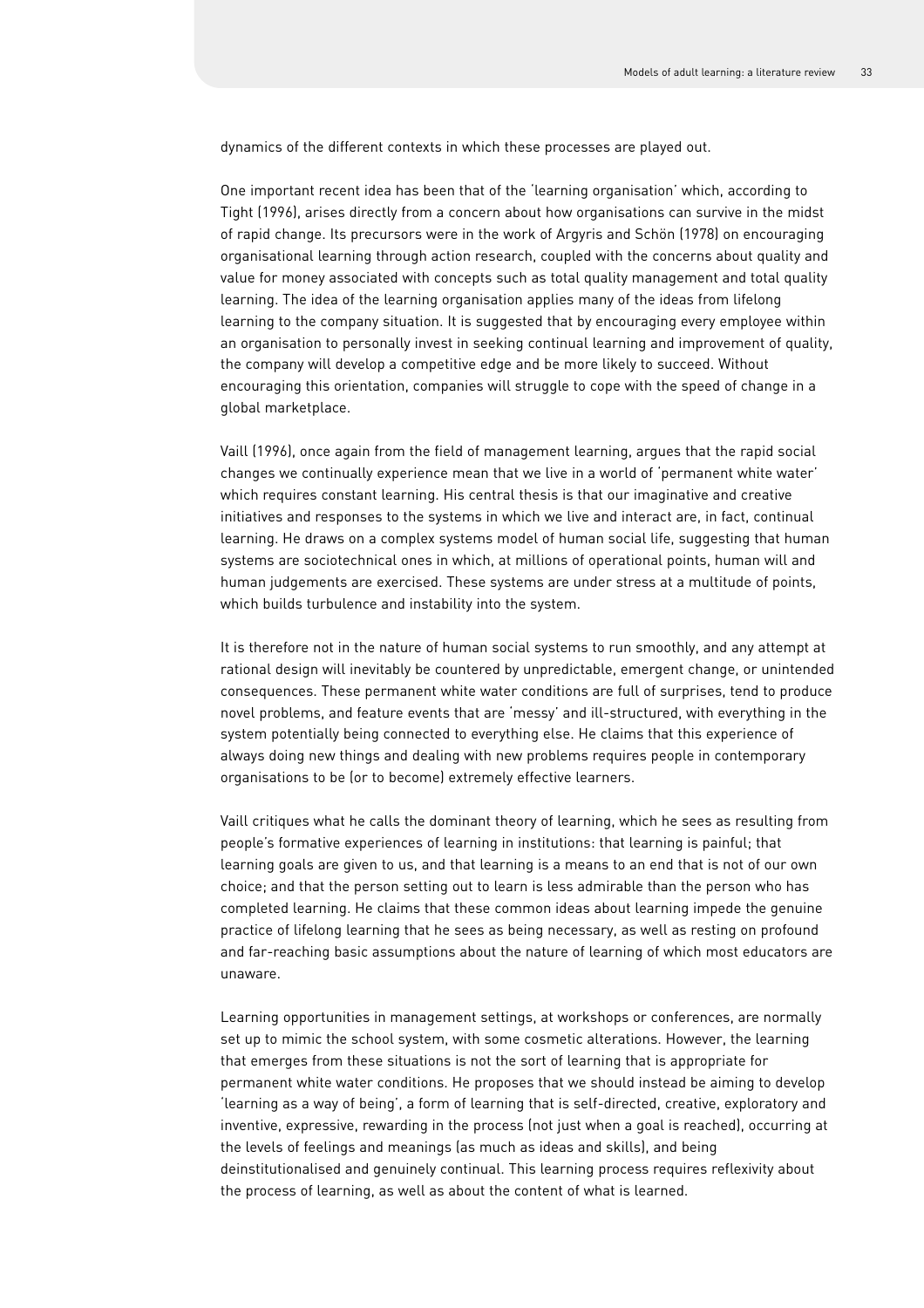dynamics of the different contexts in which these processes are played out.

One important recent idea has been that of the 'learning organisation' which, according to Tight (1996), arises directly from a concern about how organisations can survive in the midst of rapid change. Its precursors were in the work of Argyris and Schön (1978) on encouraging organisational learning through action research, coupled with the concerns about quality and value for money associated with concepts such as total quality management and total quality learning. The idea of the learning organisation applies many of the ideas from lifelong learning to the company situation. It is suggested that by encouraging every employee within an organisation to personally invest in seeking continual learning and improvement of quality, the company will develop a competitive edge and be more likely to succeed. Without encouraging this orientation, companies will struggle to cope with the speed of change in a global marketplace.

Vaill (1996), once again from the field of management learning, argues that the rapid social changes we continually experience mean that we live in a world of 'permanent white water' which requires constant learning. His central thesis is that our imaginative and creative initiatives and responses to the systems in which we live and interact are, in fact, continual learning. He draws on a complex systems model of human social life, suggesting that human systems are sociotechnical ones in which, at millions of operational points, human will and human judgements are exercised. These systems are under stress at a multitude of points, which builds turbulence and instability into the system.

It is therefore not in the nature of human social systems to run smoothly, and any attempt at rational design will inevitably be countered by unpredictable, emergent change, or unintended consequences. These permanent white water conditions are full of surprises, tend to produce novel problems, and feature events that are 'messy' and ill-structured, with everything in the system potentially being connected to everything else. He claims that this experience of always doing new things and dealing with new problems requires people in contemporary organisations to be (or to become) extremely effective learners.

Vaill critiques what he calls the dominant theory of learning, which he sees as resulting from people's formative experiences of learning in institutions: that learning is painful; that learning goals are given to us, and that learning is a means to an end that is not of our own choice; and that the person setting out to learn is less admirable than the person who has completed learning. He claims that these common ideas about learning impede the genuine practice of lifelong learning that he sees as being necessary, as well as resting on profound and far-reaching basic assumptions about the nature of learning of which most educators are unaware.

Learning opportunities in management settings, at workshops or conferences, are normally set up to mimic the school system, with some cosmetic alterations. However, the learning that emerges from these situations is not the sort of learning that is appropriate for permanent white water conditions. He proposes that we should instead be aiming to develop 'learning as a way of being', a form of learning that is self-directed, creative, exploratory and inventive, expressive, rewarding in the process (not just when a goal is reached), occurring at the levels of feelings and meanings (as much as ideas and skills), and being deinstitutionalised and genuinely continual. This learning process requires reflexivity about the process of learning, as well as about the content of what is learned.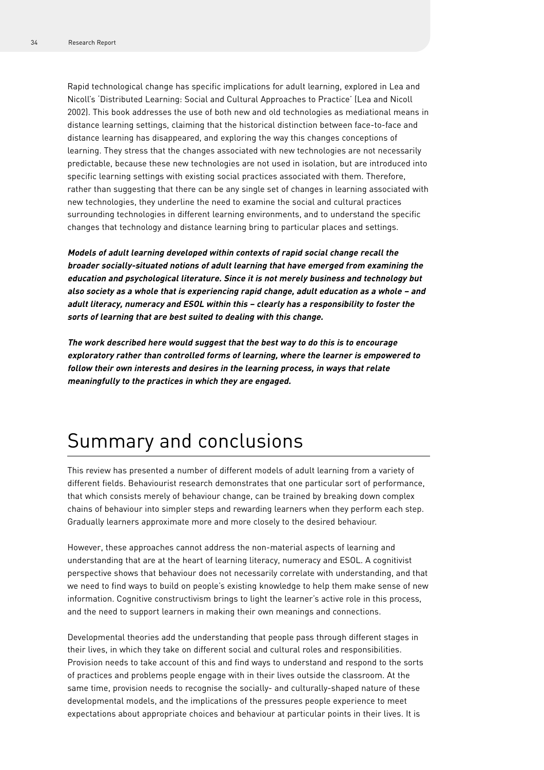Rapid technological change has specific implications for adult learning, explored in Lea and Nicoll's 'Distributed Learning: Social and Cultural Approaches to Practice' (Lea and Nicoll 2002). This book addresses the use of both new and old technologies as mediational means in distance learning settings, claiming that the historical distinction between face-to-face and distance learning has disappeared, and exploring the way this changes conceptions of learning. They stress that the changes associated with new technologies are not necessarily predictable, because these new technologies are not used in isolation, but are introduced into specific learning settings with existing social practices associated with them. Therefore, rather than suggesting that there can be any single set of changes in learning associated with new technologies, they underline the need to examine the social and cultural practices surrounding technologies in different learning environments, and to understand the specific changes that technology and distance learning bring to particular places and settings.

***Models of adult learning developed within contexts of rapid social change recall the broader socially-situated notions of adult learning that have emerged from examining the education and psychological literature. Since it is not merely business and technology but also society as a whole that is experiencing rapid change, adult education as a whole – and adult literacy, numeracy and ESOL within this – clearly has a responsibility to foster the sorts of learning that are best suited to dealing with this change.***

***The work described here would suggest that the best way to do this is to encourage exploratory rather than controlled forms of learning, where the learner is empowered to follow their own interests and desires in the learning process, in ways that relate meaningfully to the practices in which they are engaged.***

# Summary and conclusions

This review has presented a number of different models of adult learning from a variety of different fields. Behaviourist research demonstrates that one particular sort of performance, that which consists merely of behaviour change, can be trained by breaking down complex chains of behaviour into simpler steps and rewarding learners when they perform each step. Gradually learners approximate more and more closely to the desired behaviour.

However, these approaches cannot address the non-material aspects of learning and understanding that are at the heart of learning literacy, numeracy and ESOL. A cognitivist perspective shows that behaviour does not necessarily correlate with understanding, and that we need to find ways to build on people's existing knowledge to help them make sense of new information. Cognitive constructivism brings to light the learner's active role in this process, and the need to support learners in making their own meanings and connections.

Developmental theories add the understanding that people pass through different stages in their lives, in which they take on different social and cultural roles and responsibilities. Provision needs to take account of this and find ways to understand and respond to the sorts of practices and problems people engage with in their lives outside the classroom. At the same time, provision needs to recognise the socially- and culturally-shaped nature of these developmental models, and the implications of the pressures people experience to meet expectations about appropriate choices and behaviour at particular points in their lives. It is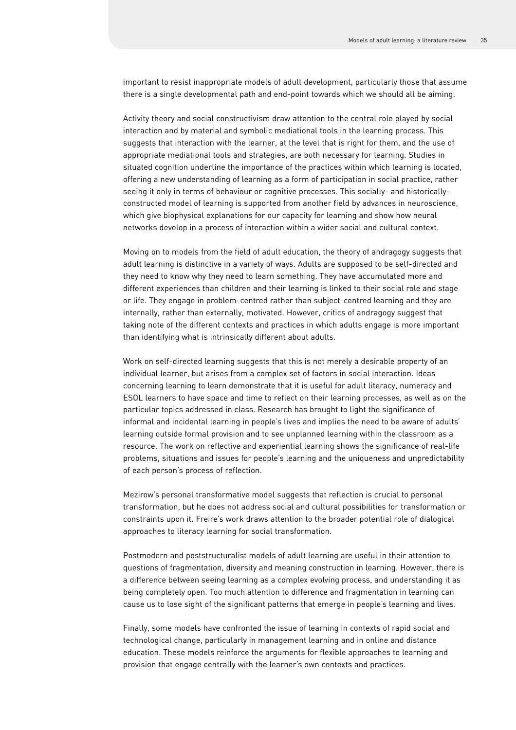important to resist inappropriate models of adult development, particularly those that assume there is a single developmental path and end-point towards which we should all be aiming.

Activity theory and social constructivism draw attention to the central role played by social interaction and by material and symbolic mediational tools in the learning process. This suggests that interaction with the learner, at the level that is right for them, and the use of appropriate mediational tools and strategies, are both necessary for learning. Studies in situated cognition underline the importance of the practices within which learning is located, offering a new understanding of learning as a form of participation in social practice, rather seeing it only in terms of behaviour or cognitive processes. This socially- and historically-constructed model of learning is supported from another field by advances in neuroscience, which give biophysical explanations for our capacity for learning and show how neural networks develop in a process of interaction within a wider social and cultural context.

Moving on to models from the field of adult education, the theory of andragogy suggests that adult learning is distinctive in a variety of ways. Adults are supposed to be self-directed and they need to know why they need to learn something. They have accumulated more and different experiences than children and their learning is linked to their social role and stage or life. They engage in problem-centred rather than subject-centred learning and they are internally, rather than externally, motivated. However, critics of andragogy suggest that taking note of the different contexts and practices in which adults engage is more important than identifying what is intrinsically different about adults.

Work on self-directed learning suggests that this is not merely a desirable property of an individual learner, but arises from a complex set of factors in social interaction. Ideas concerning learning to learn demonstrate that it is useful for adult literacy, numeracy and ESOL learners to have space and time to reflect on their learning processes, as well as on the particular topics addressed in class. Research has brought to light the significance of informal and incidental learning in people's lives and implies the need to be aware of adults' learning outside formal provision and to see unplanned learning within the classroom as a resource. The work on reflective and experiential learning shows the significance of real-life problems, situations and issues for people's learning and the uniqueness and unpredictability of each person's process of reflection.

Mezirow's personal transformative model suggests that reflection is crucial to personal transformation, but he does not address social and cultural possibilities for transformation or constraints upon it. Freire's work draws attention to the broader potential role of dialogical approaches to literacy learning for social transformation.

Postmodern and poststructuralist models of adult learning are useful in their attention to questions of fragmentation, diversity and meaning construction in learning. However, there is a difference between seeing learning as a complex evolving process, and understanding it as being completely open. Too much attention to difference and fragmentation in learning can cause us to lose sight of the significant patterns that emerge in people's learning and lives.

Finally, some models have confronted the issue of learning in contexts of rapid social and technological change, particularly in management learning and in online and distance education. These models reinforce the arguments for flexible approaches to learning and provision that engage centrally with the learner's own contexts and practices.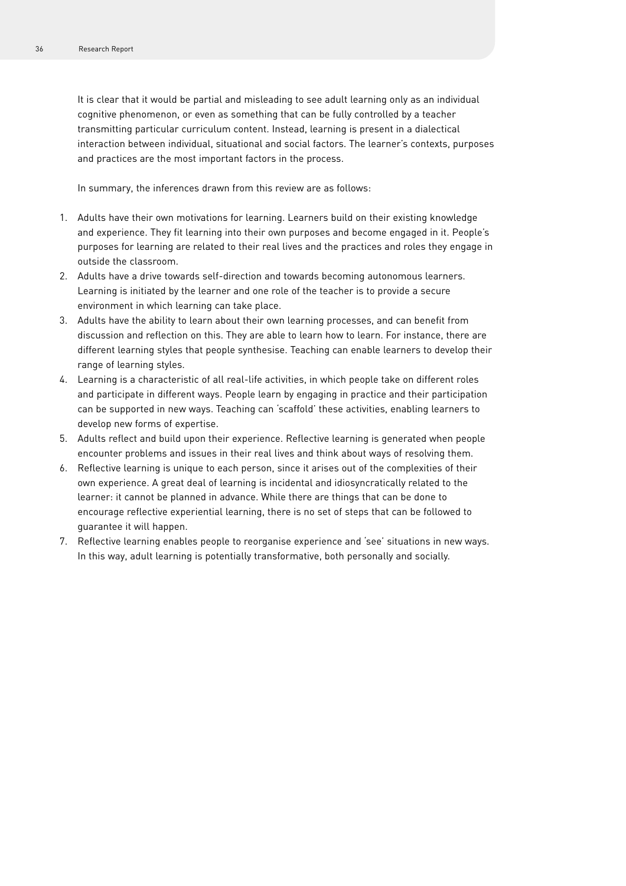It is clear that it would be partial and misleading to see adult learning only as an individual cognitive phenomenon, or even as something that can be fully controlled by a teacher transmitting particular curriculum content. Instead, learning is present in a dialectical interaction between individual, situational and social factors. The learner's contexts, purposes and practices are the most important factors in the process.

In summary, the inferences drawn from this review are as follows:

1. Adults have their own motivations for learning. Learners build on their existing knowledge and experience. They fit learning into their own purposes and become engaged in it. People's purposes for learning are related to their real lives and the practices and roles they engage in outside the classroom.
2. Adults have a drive towards self-direction and towards becoming autonomous learners. Learning is initiated by the learner and one role of the teacher is to provide a secure environment in which learning can take place.
3. Adults have the ability to learn about their own learning processes, and can benefit from discussion and reflection on this. They are able to learn how to learn. For instance, there are different learning styles that people synthesise. Teaching can enable learners to develop their range of learning styles.
4. Learning is a characteristic of all real-life activities, in which people take on different roles and participate in different ways. People learn by engaging in practice and their participation can be supported in new ways. Teaching can 'scaffold' these activities, enabling learners to develop new forms of expertise.
5. Adults reflect and build upon their experience. Reflective learning is generated when people encounter problems and issues in their real lives and think about ways of resolving them.
6. Reflective learning is unique to each person, since it arises out of the complexities of their own experience. A great deal of learning is incidental and idiosyncratically related to the learner: it cannot be planned in advance. While there are things that can be done to encourage reflective experiential learning, there is no set of steps that can be followed to guarantee it will happen.
7. Reflective learning enables people to reorganise experience and 'see' situations in new ways. In this way, adult learning is potentially transformative, both personally and socially.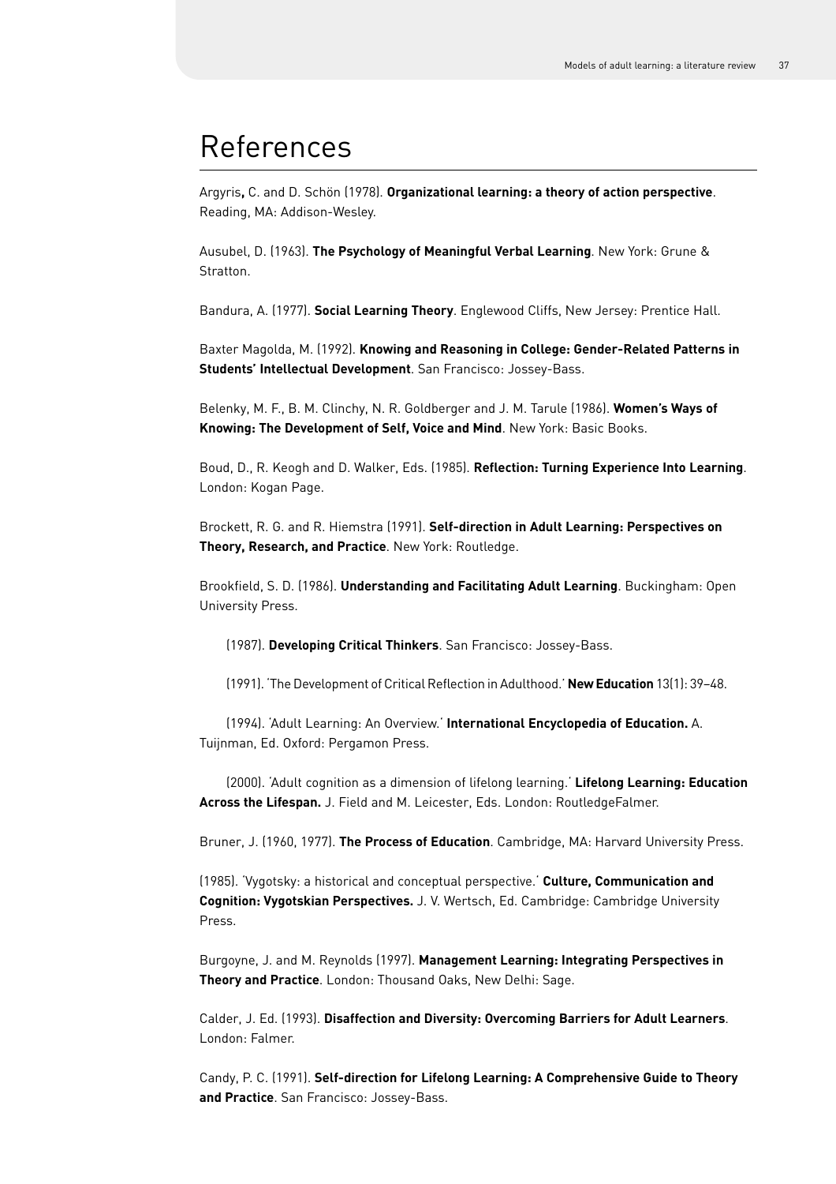# References

Argyris**,** C. and D. Schön (1978). **Organizational learning: a theory of action perspective**. Reading, MA: Addison-Wesley.

Ausubel, D. (1963). **The Psychology of Meaningful Verbal Learning**. New York: Grune & Stratton.

Bandura, A. (1977). **Social Learning Theory**. Englewood Cliffs, New Jersey: Prentice Hall.

Baxter Magolda, M. (1992). **Knowing and Reasoning in College: Gender-Related Patterns in Students' Intellectual Development**. San Francisco: Jossey-Bass.

Belenky, M. F., B. M. Clinchy, N. R. Goldberger and J. M. Tarule (1986). **Women's Ways of Knowing: The Development of Self, Voice and Mind**. New York: Basic Books.

Boud, D., R. Keogh and D. Walker, Eds. (1985). **Reflection: Turning Experience Into Learning**. London: Kogan Page.

Brockett, R. G. and R. Hiemstra (1991). **Self-direction in Adult Learning: Perspectives on Theory, Research, and Practice**. New York: Routledge.

Brookfield, S. D. (1986). **Understanding and Facilitating Adult Learning**. Buckingham: Open University Press.

(1987). **Developing Critical Thinkers**. San Francisco: Jossey-Bass.

(1991). 'The Development of Critical Reflection in Adulthood.' **New Education** 13(1): 39–48.

(1994). 'Adult Learning: An Overview.' **International Encyclopedia of Education.** A. Tuijnman, Ed. Oxford: Pergamon Press.

(2000). 'Adult cognition as a dimension of lifelong learning.' **Lifelong Learning: Education Across the Lifespan.** J. Field and M. Leicester, Eds. London: RoutledgeFalmer.

Bruner, J. (1960, 1977). **The Process of Education**. Cambridge, MA: Harvard University Press.

(1985). 'Vygotsky: a historical and conceptual perspective.' **Culture, Communication and Cognition: Vygotskian Perspectives.** J. V. Wertsch, Ed. Cambridge: Cambridge University Press.

Burgoyne, J. and M. Reynolds (1997). **Management Learning: Integrating Perspectives in Theory and Practice**. London: Thousand Oaks, New Delhi: Sage.

Calder, J. Ed. (1993). **Disaffection and Diversity: Overcoming Barriers for Adult Learners**. London: Falmer.

Candy, P. C. (1991). **Self-direction for Lifelong Learning: A Comprehensive Guide to Theory and Practice**. San Francisco: Jossey-Bass.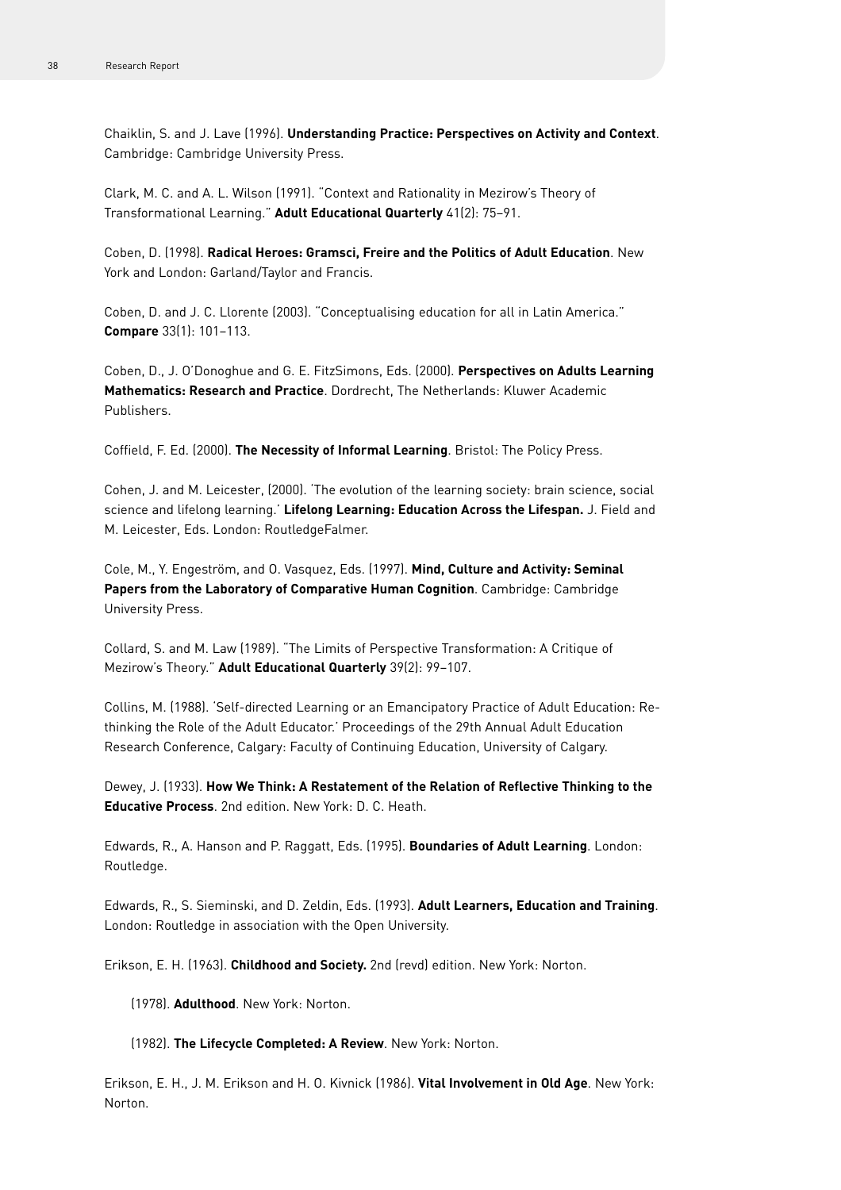Chaiklin, S. and J. Lave (1996). **Understanding Practice: Perspectives on Activity and Context**. Cambridge: Cambridge University Press.

Clark, M. C. and A. L. Wilson (1991). "Context and Rationality in Mezirow's Theory of Transformational Learning." **Adult Educational Quarterly** 41(2): 75–91.

Coben, D. (1998). **Radical Heroes: Gramsci, Freire and the Politics of Adult Education**. New York and London: Garland/Taylor and Francis.

Coben, D. and J. C. Llorente (2003). "Conceptualising education for all in Latin America." **Compare** 33(1): 101–113.

Coben, D., J. O'Donoghue and G. E. FitzSimons, Eds. (2000). **Perspectives on Adults Learning Mathematics: Research and Practice**. Dordrecht, The Netherlands: Kluwer Academic Publishers.

Coffield, F. Ed. (2000). **The Necessity of Informal Learning**. Bristol: The Policy Press.

Cohen, J. and M. Leicester, (2000). 'The evolution of the learning society: brain science, social science and lifelong learning.' **Lifelong Learning: Education Across the Lifespan.** J. Field and M. Leicester, Eds. London: RoutledgeFalmer.

Cole, M., Y. Engeström, and O. Vasquez, Eds. (1997). **Mind, Culture and Activity: Seminal Papers from the Laboratory of Comparative Human Cognition**. Cambridge: Cambridge University Press.

Collard, S. and M. Law (1989). "The Limits of Perspective Transformation: A Critique of Mezirow's Theory." **Adult Educational Quarterly** 39(2): 99–107.

Collins, M. (1988). 'Self-directed Learning or an Emancipatory Practice of Adult Education: Re-thinking the Role of the Adult Educator.' Proceedings of the 29th Annual Adult Education Research Conference, Calgary: Faculty of Continuing Education, University of Calgary.

Dewey, J. (1933). **How We Think: A Restatement of the Relation of Reflective Thinking to the Educative Process**. 2nd edition. New York: D. C. Heath.

Edwards, R., A. Hanson and P. Raggatt, Eds. (1995). **Boundaries of Adult Learning**. London: Routledge.

Edwards, R., S. Sieminski, and D. Zeldin, Eds. (1993). **Adult Learners, Education and Training**. London: Routledge in association with the Open University.

Erikson, E. H. (1963). **Childhood and Society.** 2nd (revd) edition. New York: Norton.

(1978). **Adulthood**. New York: Norton.

(1982). **The Lifecycle Completed: A Review**. New York: Norton.

Erikson, E. H., J. M. Erikson and H. O. Kivnick (1986). **Vital Involvement in Old Age**. New York: Norton.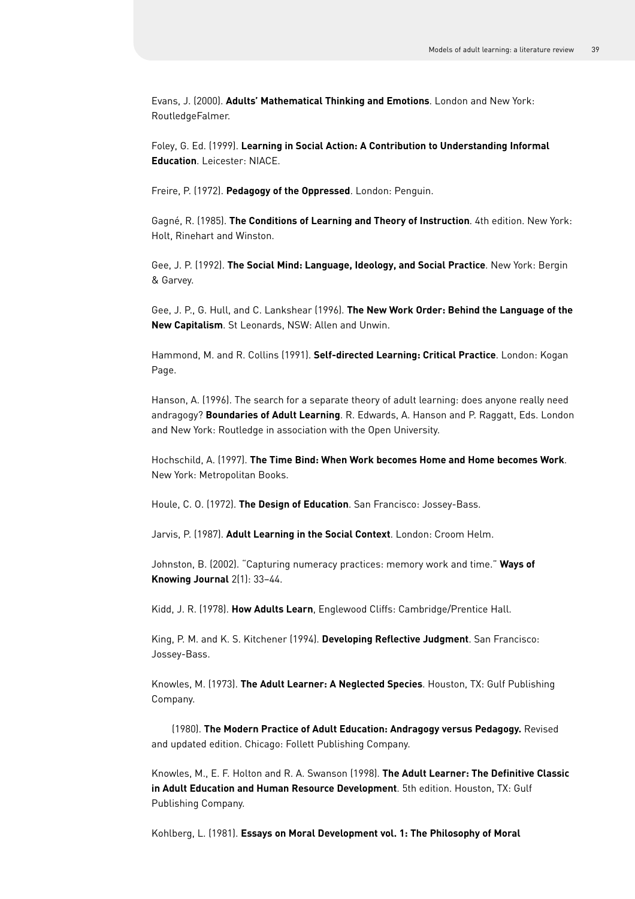Evans, J. (2000). **Adults' Mathematical Thinking and Emotions**. London and New York: RoutledgeFalmer.

Foley, G. Ed. (1999). **Learning in Social Action: A Contribution to Understanding Informal Education**. Leicester: NIACE.

Freire, P. (1972). **Pedagogy of the Oppressed**. London: Penguin.

Gagné, R. (1985). **The Conditions of Learning and Theory of Instruction**. 4th edition. New York: Holt, Rinehart and Winston.

Gee, J. P. (1992). **The Social Mind: Language, Ideology, and Social Practice**. New York: Bergin & Garvey.

Gee, J. P., G. Hull, and C. Lankshear (1996). **The New Work Order: Behind the Language of the New Capitalism**. St Leonards, NSW: Allen and Unwin.

Hammond, M. and R. Collins (1991). **Self-directed Learning: Critical Practice**. London: Kogan Page.

Hanson, A. (1996). The search for a separate theory of adult learning: does anyone really need andragogy? **Boundaries of Adult Learning**. R. Edwards, A. Hanson and P. Raggatt, Eds. London and New York: Routledge in association with the Open University.

Hochschild, A. (1997). **The Time Bind: When Work becomes Home and Home becomes Work**. New York: Metropolitan Books.

Houle, C. O. (1972). **The Design of Education**. San Francisco: Jossey-Bass.

Jarvis, P. (1987). **Adult Learning in the Social Context**. London: Croom Helm.

Johnston, B. (2002). "Capturing numeracy practices: memory work and time." **Ways of Knowing Journal** 2(1): 33–44.

Kidd, J. R. (1978). **How Adults Learn**, Englewood Cliffs: Cambridge/Prentice Hall.

King, P. M. and K. S. Kitchener (1994). **Developing Reflective Judgment**. San Francisco: Jossey-Bass.

Knowles, M. (1973). **The Adult Learner: A Neglected Species**. Houston, TX: Gulf Publishing Company.

(1980). **The Modern Practice of Adult Education: Andragogy versus Pedagogy.** Revised and updated edition. Chicago: Follett Publishing Company.

Knowles, M., E. F. Holton and R. A. Swanson (1998). **The Adult Learner: The Definitive Classic in Adult Education and Human Resource Development**. 5th edition. Houston, TX: Gulf Publishing Company.

Kohlberg, L. (1981). **Essays on Moral Development vol. 1: The Philosophy of Moral**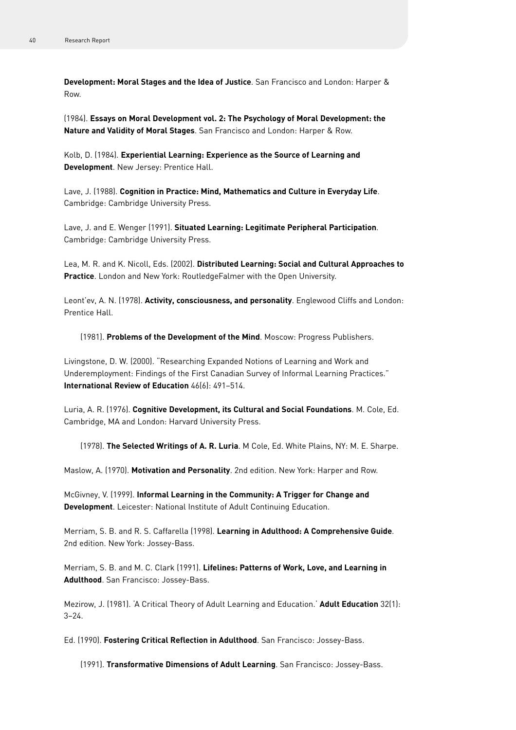**Development: Moral Stages and the Idea of Justice**. San Francisco and London: Harper & Row.

(1984). **Essays on Moral Development vol. 2: The Psychology of Moral Development: the Nature and Validity of Moral Stages**. San Francisco and London: Harper & Row.

Kolb, D. (1984). **Experiential Learning: Experience as the Source of Learning and Development**. New Jersey: Prentice Hall.

Lave, J. (1988). **Cognition in Practice: Mind, Mathematics and Culture in Everyday Life**. Cambridge: Cambridge University Press.

Lave, J. and E. Wenger (1991). **Situated Learning: Legitimate Peripheral Participation**. Cambridge: Cambridge University Press.

Lea, M. R. and K. Nicoll, Eds. (2002). **Distributed Learning: Social and Cultural Approaches to Practice**. London and New York: RoutledgeFalmer with the Open University.

Leont'ev, A. N. (1978). **Activity, consciousness, and personality**. Englewood Cliffs and London: Prentice Hall.

(1981). **Problems of the Development of the Mind**. Moscow: Progress Publishers.

Livingstone, D. W. (2000). "Researching Expanded Notions of Learning and Work and Underemployment: Findings of the First Canadian Survey of Informal Learning Practices." **International Review of Education** 46(6): 491–514.

Luria, A. R. (1976). **Cognitive Development, its Cultural and Social Foundations**. M. Cole, Ed. Cambridge, MA and London: Harvard University Press.

(1978). **The Selected Writings of A. R. Luria**. M Cole, Ed. White Plains, NY: M. E. Sharpe.

Maslow, A. (1970). **Motivation and Personality**. 2nd edition. New York: Harper and Row.

McGivney, V. (1999). **Informal Learning in the Community: A Trigger for Change and Development**. Leicester: National Institute of Adult Continuing Education.

Merriam, S. B. and R. S. Caffarella (1998). **Learning in Adulthood: A Comprehensive Guide**. 2nd edition. New York: Jossey-Bass.

Merriam, S. B. and M. C. Clark (1991). **Lifelines: Patterns of Work, Love, and Learning in Adulthood**. San Francisco: Jossey-Bass.

Mezirow, J. (1981). 'A Critical Theory of Adult Learning and Education.' **Adult Education** 32(1): 3–24.

Ed. (1990). **Fostering Critical Reflection in Adulthood**. San Francisco: Jossey-Bass.

(1991). **Transformative Dimensions of Adult Learning**. San Francisco: Jossey-Bass.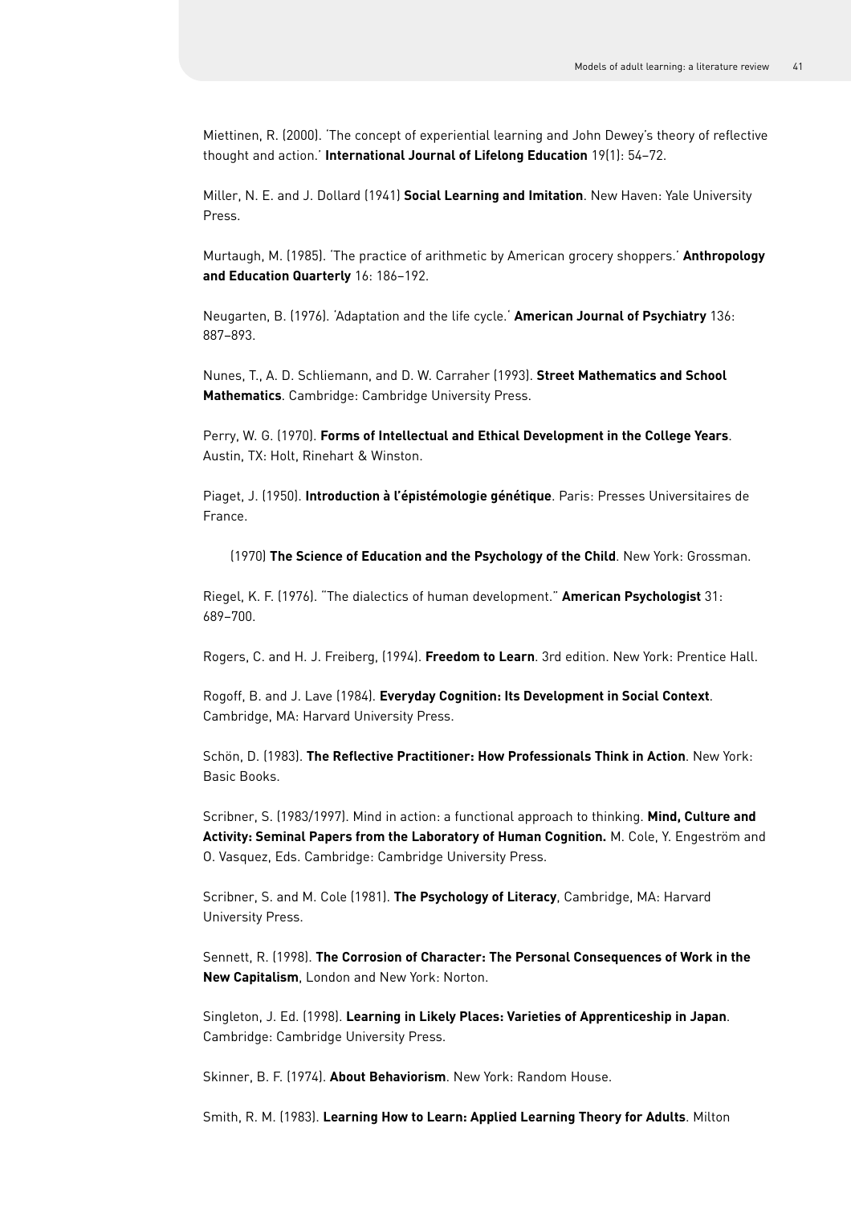Miettinen, R. (2000). 'The concept of experiential learning and John Dewey's theory of reflective thought and action.' **International Journal of Lifelong Education** 19(1): 54–72.

Miller, N. E. and J. Dollard (1941) **Social Learning and Imitation**. New Haven: Yale University Press.

Murtaugh, M. (1985). 'The practice of arithmetic by American grocery shoppers.' **Anthropology and Education Quarterly** 16: 186–192.

Neugarten, B. (1976). 'Adaptation and the life cycle.' **American Journal of Psychiatry** 136: 887–893.

Nunes, T., A. D. Schliemann, and D. W. Carraher (1993). **Street Mathematics and School Mathematics**. Cambridge: Cambridge University Press.

Perry, W. G. (1970). **Forms of Intellectual and Ethical Development in the College Years**. Austin, TX: Holt, Rinehart & Winston.

Piaget, J. (1950). **Introduction à l'épistémologie génétique**. Paris: Presses Universitaires de France.

(1970) **The Science of Education and the Psychology of the Child**. New York: Grossman.

Riegel, K. F. (1976). "The dialectics of human development." **American Psychologist** 31: 689–700.

Rogers, C. and H. J. Freiberg, (1994). **Freedom to Learn**. 3rd edition. New York: Prentice Hall.

Rogoff, B. and J. Lave (1984). **Everyday Cognition: Its Development in Social Context**. Cambridge, MA: Harvard University Press.

Schön, D. (1983). **The Reflective Practitioner: How Professionals Think in Action**. New York: Basic Books.

Scribner, S. (1983/1997). Mind in action: a functional approach to thinking. **Mind, Culture and Activity: Seminal Papers from the Laboratory of Human Cognition.** M. Cole, Y. Engeström and O. Vasquez, Eds. Cambridge: Cambridge University Press.

Scribner, S. and M. Cole (1981). **The Psychology of Literacy**, Cambridge, MA: Harvard University Press.

Sennett, R. (1998). **The Corrosion of Character: The Personal Consequences of Work in the New Capitalism**, London and New York: Norton.

Singleton, J. Ed. (1998). **Learning in Likely Places: Varieties of Apprenticeship in Japan**. Cambridge: Cambridge University Press.

Skinner, B. F. (1974). **About Behaviorism**. New York: Random House.

Smith, R. M. (1983). **Learning How to Learn: Applied Learning Theory for Adults**. Milton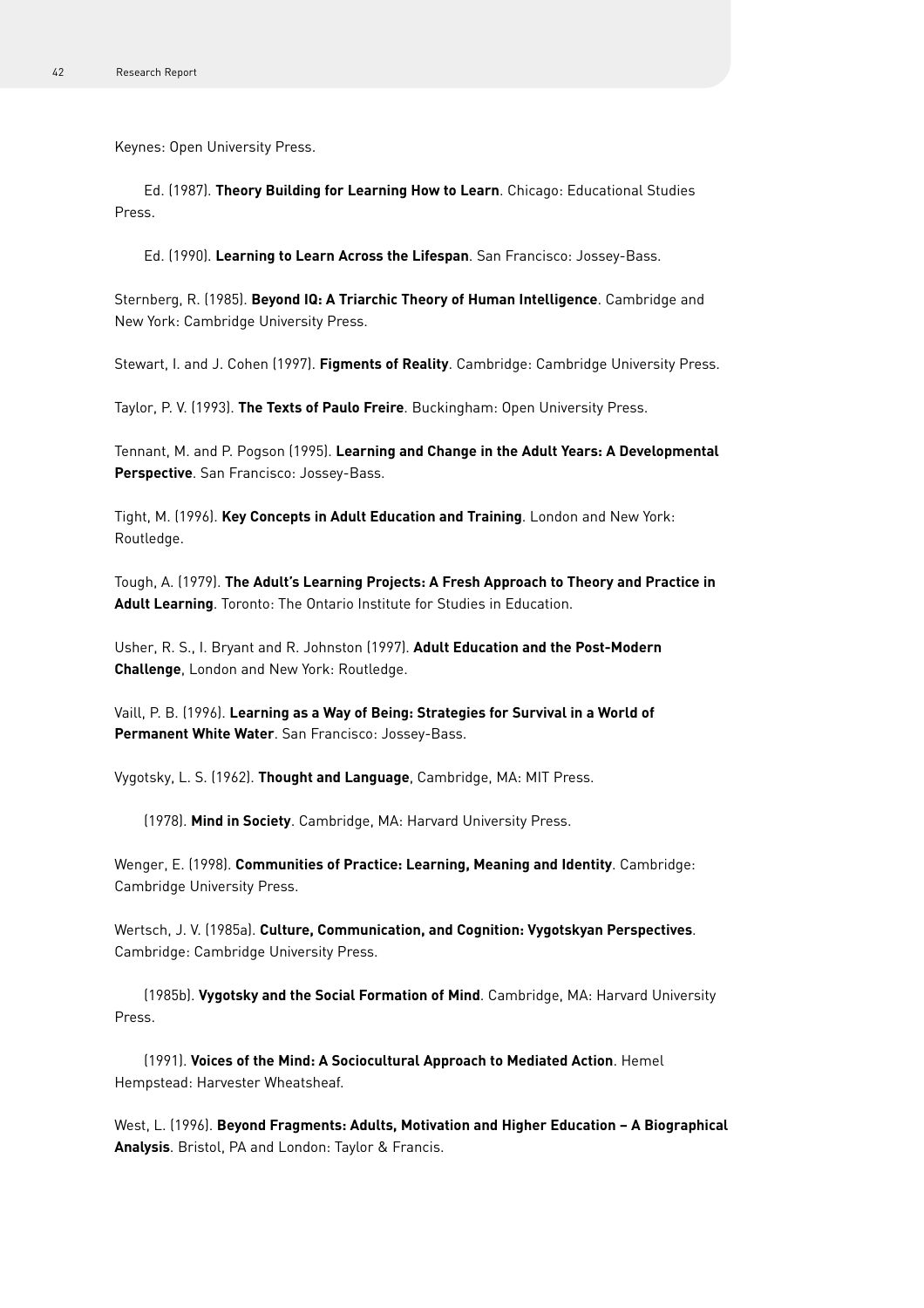Keynes: Open University Press.

Ed. (1987). **Theory Building for Learning How to Learn**. Chicago: Educational Studies Press.

Ed. (1990). **Learning to Learn Across the Lifespan**. San Francisco: Jossey-Bass.

Sternberg, R. (1985). **Beyond IQ: A Triarchic Theory of Human Intelligence**. Cambridge and New York: Cambridge University Press.

Stewart, I. and J. Cohen (1997). **Figments of Reality**. Cambridge: Cambridge University Press.

Taylor, P. V. (1993). **The Texts of Paulo Freire**. Buckingham: Open University Press.

Tennant, M. and P. Pogson (1995). **Learning and Change in the Adult Years: A Developmental Perspective**. San Francisco: Jossey-Bass.

Tight, M. (1996). **Key Concepts in Adult Education and Training**. London and New York: Routledge.

Tough, A. (1979). **The Adult's Learning Projects: A Fresh Approach to Theory and Practice in Adult Learning**. Toronto: The Ontario Institute for Studies in Education.

Usher, R. S., I. Bryant and R. Johnston (1997). **Adult Education and the Post-Modern Challenge**, London and New York: Routledge.

Vaill, P. B. (1996). **Learning as a Way of Being: Strategies for Survival in a World of Permanent White Water**. San Francisco: Jossey-Bass.

Vygotsky, L. S. (1962). **Thought and Language**, Cambridge, MA: MIT Press.

(1978). **Mind in Society**. Cambridge, MA: Harvard University Press.

Wenger, E. (1998). **Communities of Practice: Learning, Meaning and Identity**. Cambridge: Cambridge University Press.

Wertsch, J. V. (1985a). **Culture, Communication, and Cognition: Vygotskyan Perspectives**. Cambridge: Cambridge University Press.

(1985b). **Vygotsky and the Social Formation of Mind**. Cambridge, MA: Harvard University Press.

(1991). **Voices of the Mind: A Sociocultural Approach to Mediated Action**. Hemel Hempstead: Harvester Wheatsheaf.

West, L. (1996). **Beyond Fragments: Adults, Motivation and Higher Education – A Biographical Analysis**. Bristol, PA and London: Taylor & Francis.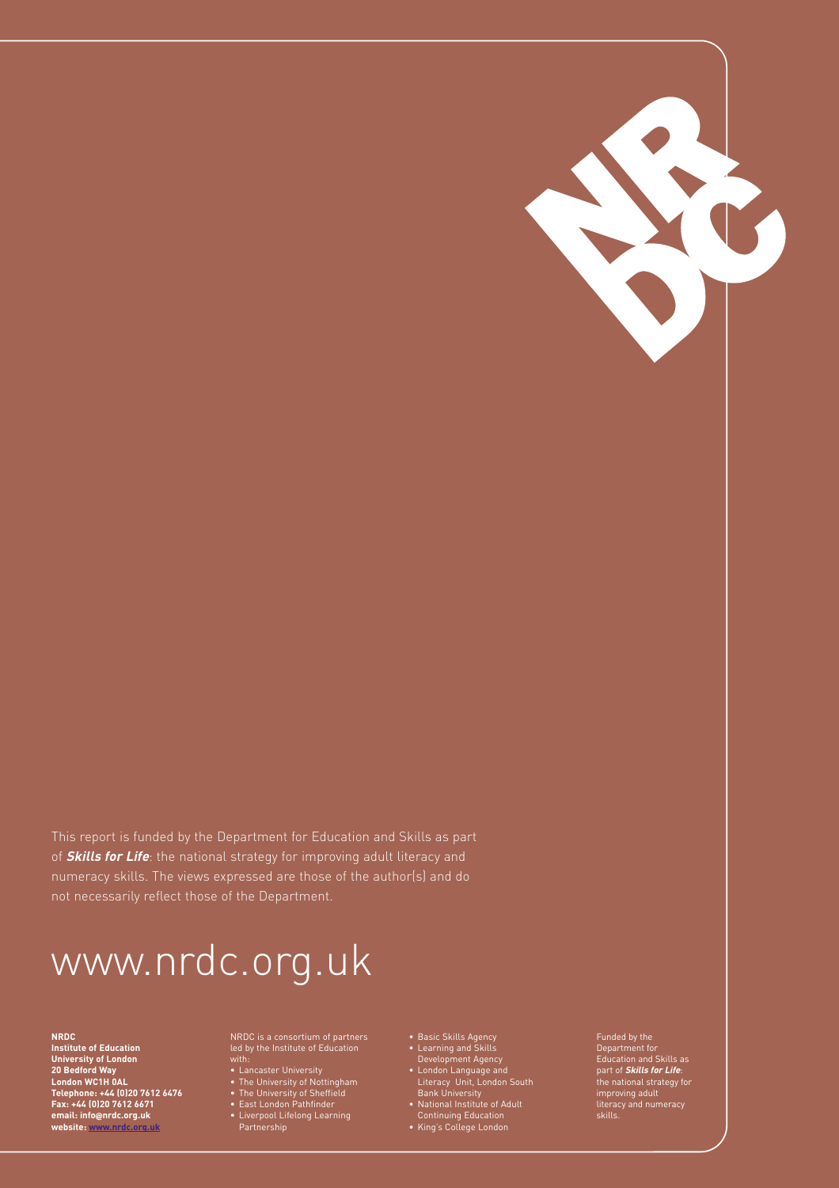This report is funded by the Department for Education and Skills as part of ***Skills for Life***: the national strategy for improving adult literacy and numeracy skills. The views expressed are those of the author(s) and do not necessarily reflect those of the Department.

# www.nrdc.org.uk

**NRDC**
**Institute of Education**
**University of London**
**20 Bedford Way**
**London WC1H 0AL**
**Telephone: +44 (0)20 7612 6476**
**Fax: +44 (0)20 7612 6671**
**email: info@nrdc.org.uk**
**website: www.nrdc.org.uk**

NRDC is a consortium of partners led by the Institute of Education with:

- Lancaster University
- The University of Nottingham
- The University of Sheffield
- East London Pathfinder
- Liverpool Lifelong Learning Partnership
- Basic Skills Agency
- Learning and Skills Development Agency
- London Language and Literacy Unit, London South Bank University
- National Institute of Adult Continuing Education
- King's College London

Funded by the Department for Education and Skills as part of ***Skills for Life***: the national strategy for improving adult literacy and numeracy skills.